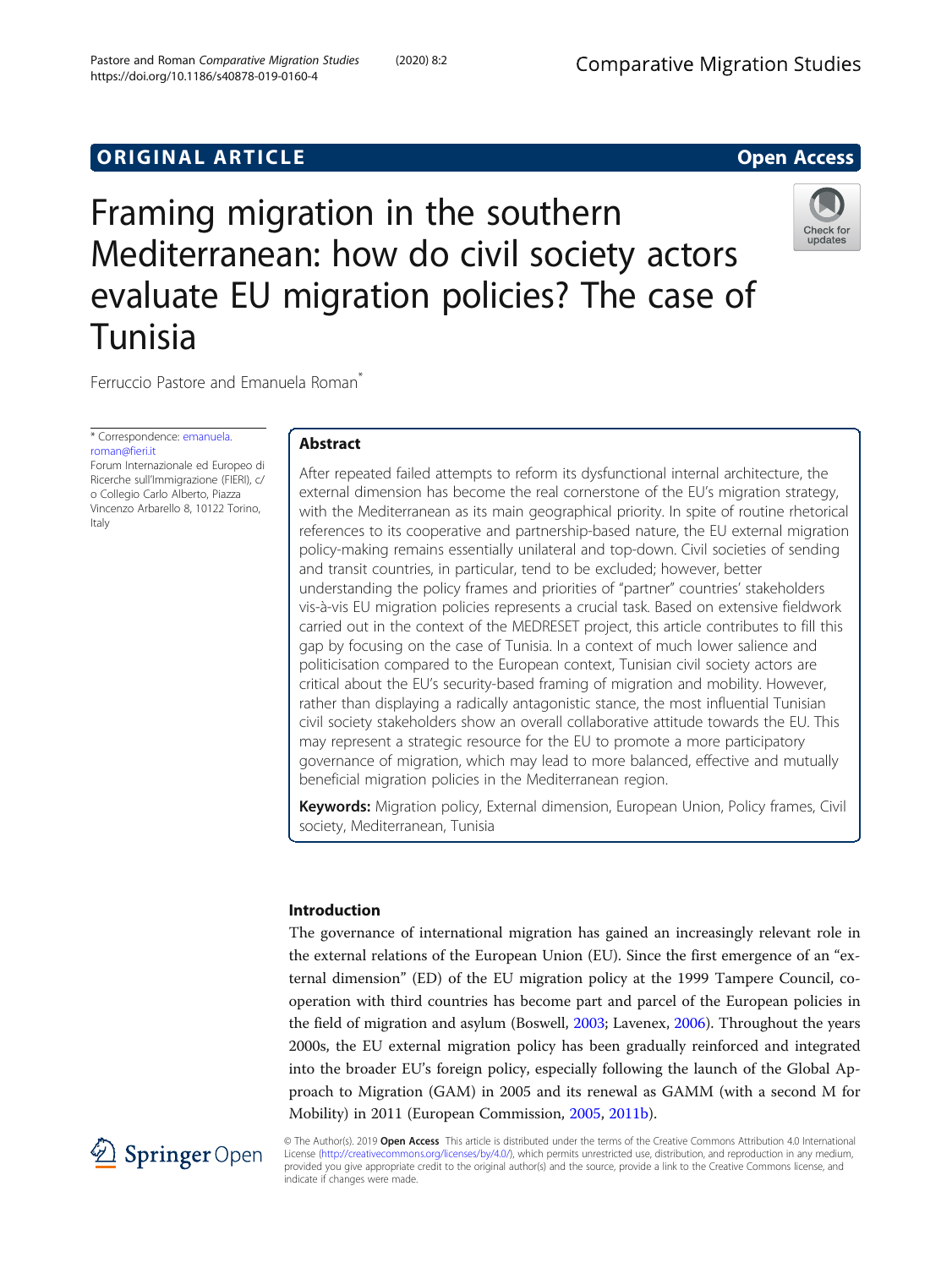ORIGINAL ARTICLE

Open Access

# Framing migration in the southern Mediterranean: how do civil society actors evaluate EU migration policies? The case of Tunisia

Ferruccio Pastore and Emanuela Roman*

\* Correspondence: emanuela.roman@fieri.it
Forum Internazionale ed Europeo di Ricerche sull'Immigrazione (FIERI), c/o Collegio Carlo Alberto, Piazza Vincenzo Arbarello 8, 10122 Torino, Italy

## Abstract

After repeated failed attempts to reform its dysfunctional internal architecture, the external dimension has become the real cornerstone of the EU's migration strategy, with the Mediterranean as its main geographical priority. In spite of routine rhetorical references to its cooperative and partnership-based nature, the EU external migration policy-making remains essentially unilateral and top-down. Civil societies of sending and transit countries, in particular, tend to be excluded; however, better understanding the policy frames and priorities of "partner" countries' stakeholders vis-à-vis EU migration policies represents a crucial task. Based on extensive fieldwork carried out in the context of the MEDRESET project, this article contributes to fill this gap by focusing on the case of Tunisia. In a context of much lower salience and politicisation compared to the European context, Tunisian civil society actors are critical about the EU's security-based framing of migration and mobility. However, rather than displaying a radically antagonistic stance, the most influential Tunisian civil society stakeholders show an overall collaborative attitude towards the EU. This may represent a strategic resource for the EU to promote a more participatory governance of migration, which may lead to more balanced, effective and mutually beneficial migration policies in the Mediterranean region.

**Keywords:** Migration policy, External dimension, European Union, Policy frames, Civil society, Mediterranean, Tunisia

## Introduction

The governance of international migration has gained an increasingly relevant role in the external relations of the European Union (EU). Since the first emergence of an "external dimension" (ED) of the EU migration policy at the 1999 Tampere Council, cooperation with third countries has become part and parcel of the European policies in the field of migration and asylum (Boswell, 2003; Lavenex, 2006). Throughout the years 2000s, the EU external migration policy has been gradually reinforced and integrated into the broader EU's foreign policy, especially following the launch of the Global Approach to Migration (GAM) in 2005 and its renewal as GAMM (with a second M for Mobility) in 2011 (European Commission, 2005, 2011b).

© The Author(s). 2019 **Open Access** This article is distributed under the terms of the Creative Commons Attribution 4.0 International License (http://creativecommons.org/licenses/by/4.0/), which permits unrestricted use, distribution, and reproduction in any medium, provided you give appropriate credit to the original author(s) and the source, provide a link to the Creative Commons license, and indicate if changes were made.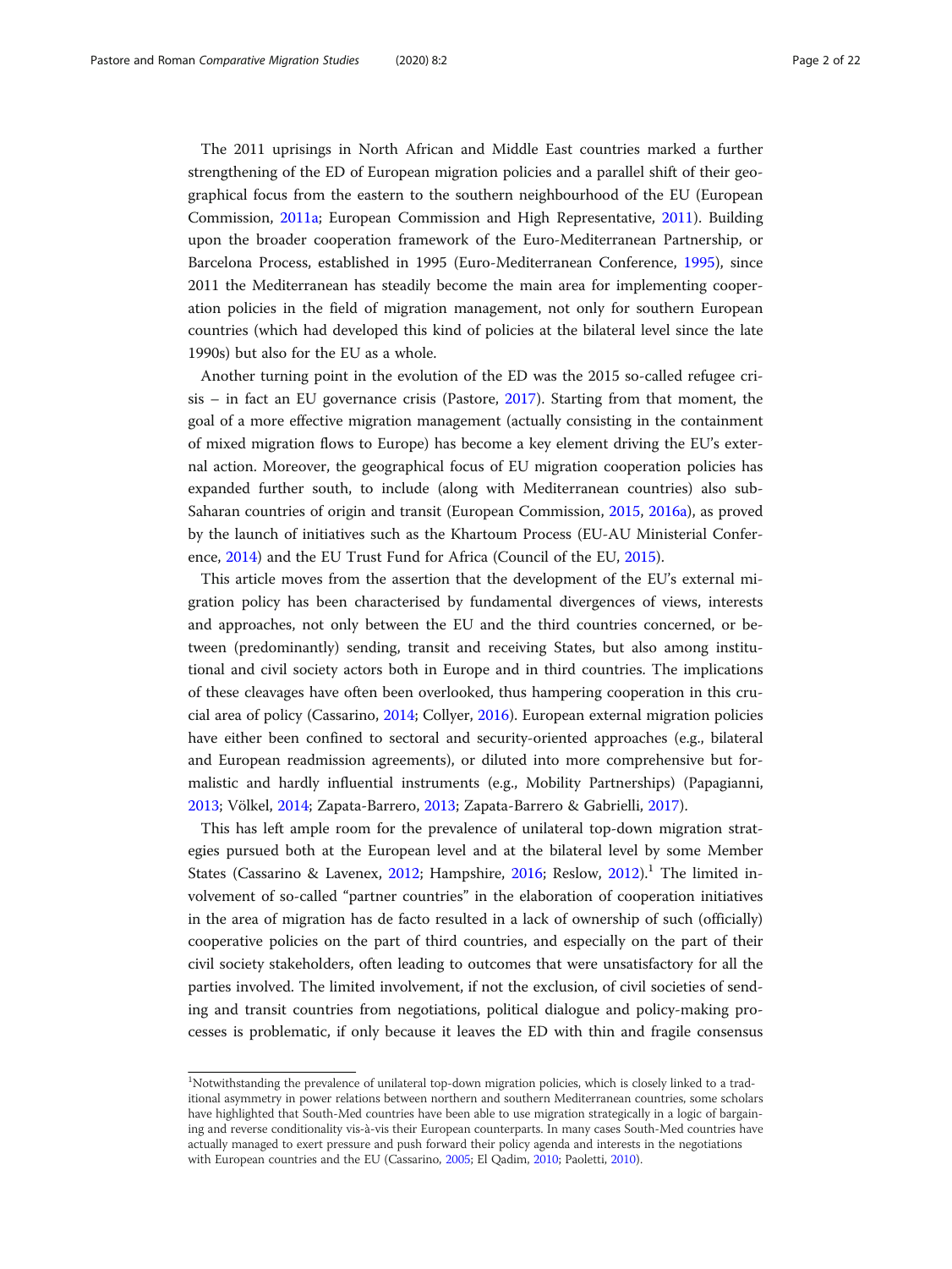The 2011 uprisings in North African and Middle East countries marked a further strengthening of the ED of European migration policies and a parallel shift of their geographical focus from the eastern to the southern neighbourhood of the EU (European Commission, 2011a; European Commission and High Representative, 2011). Building upon the broader cooperation framework of the Euro-Mediterranean Partnership, or Barcelona Process, established in 1995 (Euro-Mediterranean Conference, 1995), since 2011 the Mediterranean has steadily become the main area for implementing cooperation policies in the field of migration management, not only for southern European countries (which had developed this kind of policies at the bilateral level since the late 1990s) but also for the EU as a whole.

Another turning point in the evolution of the ED was the 2015 so-called refugee crisis – in fact an EU governance crisis (Pastore, 2017). Starting from that moment, the goal of a more effective migration management (actually consisting in the containment of mixed migration flows to Europe) has become a key element driving the EU's external action. Moreover, the geographical focus of EU migration cooperation policies has expanded further south, to include (along with Mediterranean countries) also sub-Saharan countries of origin and transit (European Commission, 2015, 2016a), as proved by the launch of initiatives such as the Khartoum Process (EU-AU Ministerial Conference, 2014) and the EU Trust Fund for Africa (Council of the EU, 2015).

This article moves from the assertion that the development of the EU's external migration policy has been characterised by fundamental divergences of views, interests and approaches, not only between the EU and the third countries concerned, or between (predominantly) sending, transit and receiving States, but also among institutional and civil society actors both in Europe and in third countries. The implications of these cleavages have often been overlooked, thus hampering cooperation in this crucial area of policy (Cassarino, 2014; Collyer, 2016). European external migration policies have either been confined to sectoral and security-oriented approaches (e.g., bilateral and European readmission agreements), or diluted into more comprehensive but formalistic and hardly influential instruments (e.g., Mobility Partnerships) (Papagianni, 2013; Völkel, 2014; Zapata-Barrero, 2013; Zapata-Barrero & Gabrielli, 2017).

This has left ample room for the prevalence of unilateral top-down migration strategies pursued both at the European level and at the bilateral level by some Member States (Cassarino & Lavenex, 2012; Hampshire, 2016; Reslow, 2012).[1] The limited involvement of so-called "partner countries" in the elaboration of cooperation initiatives in the area of migration has de facto resulted in a lack of ownership of such (officially) cooperative policies on the part of third countries, and especially on the part of their civil society stakeholders, often leading to outcomes that were unsatisfactory for all the parties involved. The limited involvement, if not the exclusion, of civil societies of sending and transit countries from negotiations, political dialogue and policy-making processes is problematic, if only because it leaves the ED with thin and fragile consensus

[1] Notwithstanding the prevalence of unilateral top-down migration policies, which is closely linked to a traditional asymmetry in power relations between northern and southern Mediterranean countries, some scholars have highlighted that South-Med countries have been able to use migration strategically in a logic of bargaining and reverse conditionality vis-à-vis their European counterparts. In many cases South-Med countries have actually managed to exert pressure and push forward their policy agenda and interests in the negotiations with European countries and the EU (Cassarino, 2005; El Qadim, 2010; Paoletti, 2010).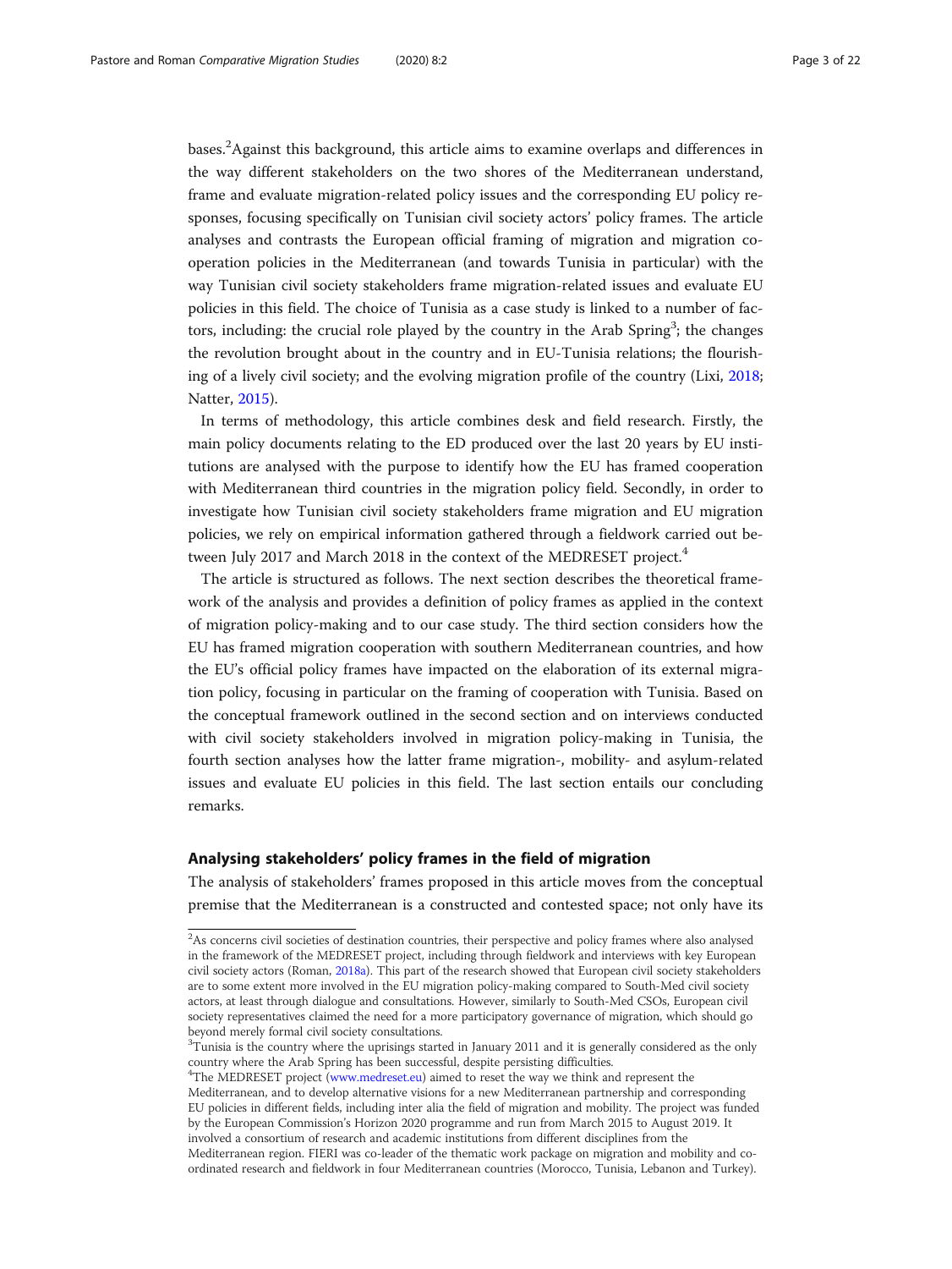bases.[2]Against this background, this article aims to examine overlaps and differences in the way different stakeholders on the two shores of the Mediterranean understand, frame and evaluate migration-related policy issues and the corresponding EU policy responses, focusing specifically on Tunisian civil society actors' policy frames. The article analyses and contrasts the European official framing of migration and migration cooperation policies in the Mediterranean (and towards Tunisia in particular) with the way Tunisian civil society stakeholders frame migration-related issues and evaluate EU policies in this field. The choice of Tunisia as a case study is linked to a number of factors, including: the crucial role played by the country in the Arab Spring[3]; the changes the revolution brought about in the country and in EU-Tunisia relations; the flourishing of a lively civil society; and the evolving migration profile of the country (Lixi, 2018; Natter, 2015).

In terms of methodology, this article combines desk and field research. Firstly, the main policy documents relating to the ED produced over the last 20 years by EU institutions are analysed with the purpose to identify how the EU has framed cooperation with Mediterranean third countries in the migration policy field. Secondly, in order to investigate how Tunisian civil society stakeholders frame migration and EU migration policies, we rely on empirical information gathered through a fieldwork carried out between July 2017 and March 2018 in the context of the MEDRESET project.[4]

The article is structured as follows. The next section describes the theoretical framework of the analysis and provides a definition of policy frames as applied in the context of migration policy-making and to our case study. The third section considers how the EU has framed migration cooperation with southern Mediterranean countries, and how the EU's official policy frames have impacted on the elaboration of its external migration policy, focusing in particular on the framing of cooperation with Tunisia. Based on the conceptual framework outlined in the second section and on interviews conducted with civil society stakeholders involved in migration policy-making in Tunisia, the fourth section analyses how the latter frame migration-, mobility- and asylum-related issues and evaluate EU policies in this field. The last section entails our concluding remarks.

## Analysing stakeholders' policy frames in the field of migration

The analysis of stakeholders' frames proposed in this article moves from the conceptual premise that the Mediterranean is a constructed and contested space; not only have its

[2]As concerns civil societies of destination countries, their perspective and policy frames where also analysed in the framework of the MEDRESET project, including through fieldwork and interviews with key European civil society actors (Roman, 2018a). This part of the research showed that European civil society stakeholders are to some extent more involved in the EU migration policy-making compared to South-Med civil society actors, at least through dialogue and consultations. However, similarly to South-Med CSOs, European civil society representatives claimed the need for a more participatory governance of migration, which should go beyond merely formal civil society consultations.

[3]Tunisia is the country where the uprisings started in January 2011 and it is generally considered as the only country where the Arab Spring has been successful, despite persisting difficulties.

[4]The MEDRESET project (www.medreset.eu) aimed to reset the way we think and represent the Mediterranean, and to develop alternative visions for a new Mediterranean partnership and corresponding EU policies in different fields, including inter alia the field of migration and mobility. The project was funded by the European Commission's Horizon 2020 programme and run from March 2015 to August 2019. It involved a consortium of research and academic institutions from different disciplines from the Mediterranean region. FIERI was co-leader of the thematic work package on migration and mobility and co-ordinated research and fieldwork in four Mediterranean countries (Morocco, Tunisia, Lebanon and Turkey).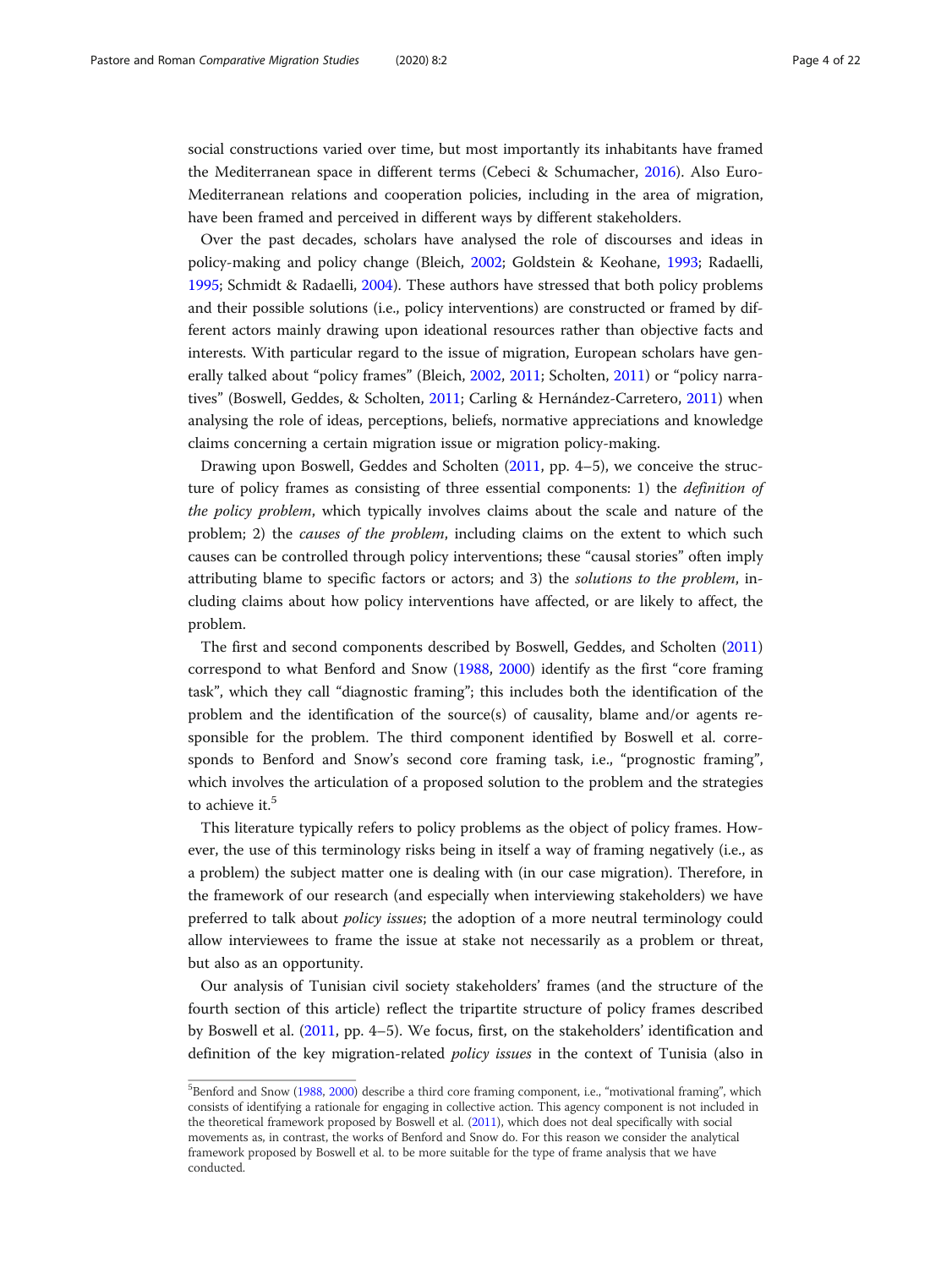social constructions varied over time, but most importantly its inhabitants have framed the Mediterranean space in different terms (Cebeci & Schumacher, 2016). Also Euro-Mediterranean relations and cooperation policies, including in the area of migration, have been framed and perceived in different ways by different stakeholders.

Over the past decades, scholars have analysed the role of discourses and ideas in policy-making and policy change (Bleich, 2002; Goldstein & Keohane, 1993; Radaelli, 1995; Schmidt & Radaelli, 2004). These authors have stressed that both policy problems and their possible solutions (i.e., policy interventions) are constructed or framed by different actors mainly drawing upon ideational resources rather than objective facts and interests. With particular regard to the issue of migration, European scholars have generally talked about "policy frames" (Bleich, 2002, 2011; Scholten, 2011) or "policy narratives" (Boswell, Geddes, & Scholten, 2011; Carling & Hernández-Carretero, 2011) when analysing the role of ideas, perceptions, beliefs, normative appreciations and knowledge claims concerning a certain migration issue or migration policy-making.

Drawing upon Boswell, Geddes and Scholten (2011, pp. 4–5), we conceive the structure of policy frames as consisting of three essential components: 1) the *definition of the policy problem*, which typically involves claims about the scale and nature of the problem; 2) the *causes of the problem*, including claims on the extent to which such causes can be controlled through policy interventions; these "causal stories" often imply attributing blame to specific factors or actors; and 3) the *solutions to the problem*, including claims about how policy interventions have affected, or are likely to affect, the problem.

The first and second components described by Boswell, Geddes, and Scholten (2011) correspond to what Benford and Snow (1988, 2000) identify as the first "core framing task", which they call "diagnostic framing"; this includes both the identification of the problem and the identification of the source(s) of causality, blame and/or agents responsible for the problem. The third component identified by Boswell et al. corresponds to Benford and Snow's second core framing task, i.e., "prognostic framing", which involves the articulation of a proposed solution to the problem and the strategies to achieve it.[5]

This literature typically refers to policy problems as the object of policy frames. However, the use of this terminology risks being in itself a way of framing negatively (i.e., as a problem) the subject matter one is dealing with (in our case migration). Therefore, in the framework of our research (and especially when interviewing stakeholders) we have preferred to talk about *policy issues*; the adoption of a more neutral terminology could allow interviewees to frame the issue at stake not necessarily as a problem or threat, but also as an opportunity.

Our analysis of Tunisian civil society stakeholders' frames (and the structure of the fourth section of this article) reflect the tripartite structure of policy frames described by Boswell et al. (2011, pp. 4–5). We focus, first, on the stakeholders' identification and definition of the key migration-related *policy issues* in the context of Tunisia (also in

[5]Benford and Snow (1988, 2000) describe a third core framing component, i.e., "motivational framing", which consists of identifying a rationale for engaging in collective action. This agency component is not included in the theoretical framework proposed by Boswell et al. (2011), which does not deal specifically with social movements as, in contrast, the works of Benford and Snow do. For this reason we consider the analytical framework proposed by Boswell et al. to be more suitable for the type of frame analysis that we have conducted.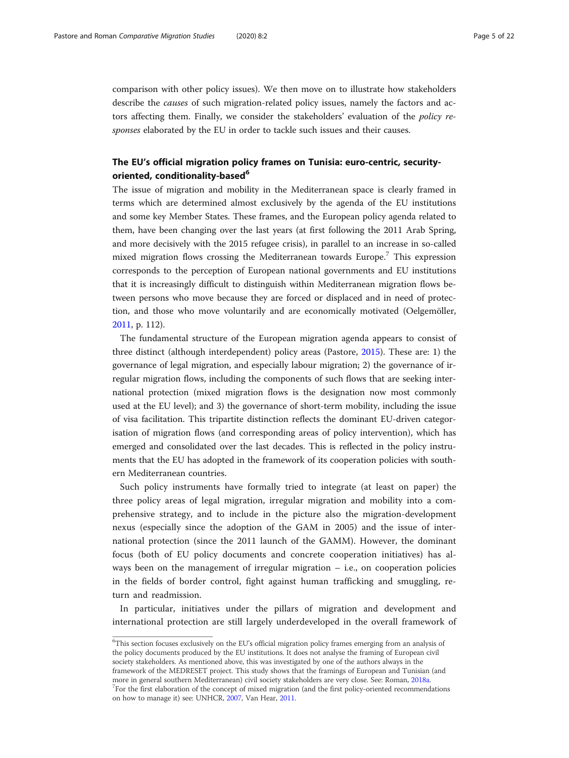comparison with other policy issues). We then move on to illustrate how stakeholders describe the *causes* of such migration-related policy issues, namely the factors and actors affecting them. Finally, we consider the stakeholders' evaluation of the *policy responses* elaborated by the EU in order to tackle such issues and their causes.

## The EU's official migration policy frames on Tunisia: euro-centric, security-oriented, conditionality-based[6]

The issue of migration and mobility in the Mediterranean space is clearly framed in terms which are determined almost exclusively by the agenda of the EU institutions and some key Member States. These frames, and the European policy agenda related to them, have been changing over the last years (at first following the 2011 Arab Spring, and more decisively with the 2015 refugee crisis), in parallel to an increase in so-called mixed migration flows crossing the Mediterranean towards Europe.[7] This expression corresponds to the perception of European national governments and EU institutions that it is increasingly difficult to distinguish within Mediterranean migration flows between persons who move because they are forced or displaced and in need of protection, and those who move voluntarily and are economically motivated (Oelgemöller, 2011, p. 112).

The fundamental structure of the European migration agenda appears to consist of three distinct (although interdependent) policy areas (Pastore, 2015). These are: 1) the governance of legal migration, and especially labour migration; 2) the governance of irregular migration flows, including the components of such flows that are seeking international protection (mixed migration flows is the designation now most commonly used at the EU level); and 3) the governance of short-term mobility, including the issue of visa facilitation. This tripartite distinction reflects the dominant EU-driven categorisation of migration flows (and corresponding areas of policy intervention), which has emerged and consolidated over the last decades. This is reflected in the policy instruments that the EU has adopted in the framework of its cooperation policies with southern Mediterranean countries.

Such policy instruments have formally tried to integrate (at least on paper) the three policy areas of legal migration, irregular migration and mobility into a comprehensive strategy, and to include in the picture also the migration-development nexus (especially since the adoption of the GAM in 2005) and the issue of international protection (since the 2011 launch of the GAMM). However, the dominant focus (both of EU policy documents and concrete cooperation initiatives) has always been on the management of irregular migration – i.e., on cooperation policies in the fields of border control, fight against human trafficking and smuggling, return and readmission.

In particular, initiatives under the pillars of migration and development and international protection are still largely underdeveloped in the overall framework of

---

[6]This section focuses exclusively on the EU's official migration policy frames emerging from an analysis of the policy documents produced by the EU institutions. It does not analyse the framing of European civil society stakeholders. As mentioned above, this was investigated by one of the authors always in the framework of the MEDRESET project. This study shows that the framings of European and Tunisian (and more in general southern Mediterranean) civil society stakeholders are very close. See: Roman, 2018a.

[7]For the first elaboration of the concept of mixed migration (and the first policy-oriented recommendations on how to manage it) see: UNHCR, 2007, Van Hear, 2011.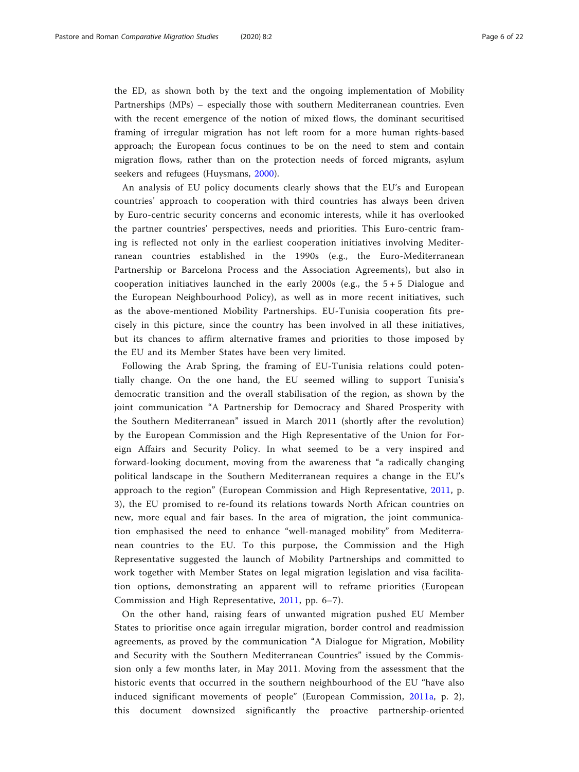the ED, as shown both by the text and the ongoing implementation of Mobility Partnerships (MPs) – especially those with southern Mediterranean countries. Even with the recent emergence of the notion of mixed flows, the dominant securitised framing of irregular migration has not left room for a more human rights-based approach; the European focus continues to be on the need to stem and contain migration flows, rather than on the protection needs of forced migrants, asylum seekers and refugees (Huysmans, 2000).

An analysis of EU policy documents clearly shows that the EU's and European countries' approach to cooperation with third countries has always been driven by Euro-centric security concerns and economic interests, while it has overlooked the partner countries' perspectives, needs and priorities. This Euro-centric framing is reflected not only in the earliest cooperation initiatives involving Mediterranean countries established in the 1990s (e.g., the Euro-Mediterranean Partnership or Barcelona Process and the Association Agreements), but also in cooperation initiatives launched in the early 2000s (e.g., the 5 + 5 Dialogue and the European Neighbourhood Policy), as well as in more recent initiatives, such as the above-mentioned Mobility Partnerships. EU-Tunisia cooperation fits precisely in this picture, since the country has been involved in all these initiatives, but its chances to affirm alternative frames and priorities to those imposed by the EU and its Member States have been very limited.

Following the Arab Spring, the framing of EU-Tunisia relations could potentially change. On the one hand, the EU seemed willing to support Tunisia's democratic transition and the overall stabilisation of the region, as shown by the joint communication "A Partnership for Democracy and Shared Prosperity with the Southern Mediterranean" issued in March 2011 (shortly after the revolution) by the European Commission and the High Representative of the Union for Foreign Affairs and Security Policy. In what seemed to be a very inspired and forward-looking document, moving from the awareness that "a radically changing political landscape in the Southern Mediterranean requires a change in the EU's approach to the region" (European Commission and High Representative, 2011, p. 3), the EU promised to re-found its relations towards North African countries on new, more equal and fair bases. In the area of migration, the joint communication emphasised the need to enhance "well-managed mobility" from Mediterranean countries to the EU. To this purpose, the Commission and the High Representative suggested the launch of Mobility Partnerships and committed to work together with Member States on legal migration legislation and visa facilitation options, demonstrating an apparent will to reframe priorities (European Commission and High Representative, 2011, pp. 6–7).

On the other hand, raising fears of unwanted migration pushed EU Member States to prioritise once again irregular migration, border control and readmission agreements, as proved by the communication "A Dialogue for Migration, Mobility and Security with the Southern Mediterranean Countries" issued by the Commission only a few months later, in May 2011. Moving from the assessment that the historic events that occurred in the southern neighbourhood of the EU "have also induced significant movements of people" (European Commission, 2011a, p. 2), this document downsized significantly the proactive partnership-oriented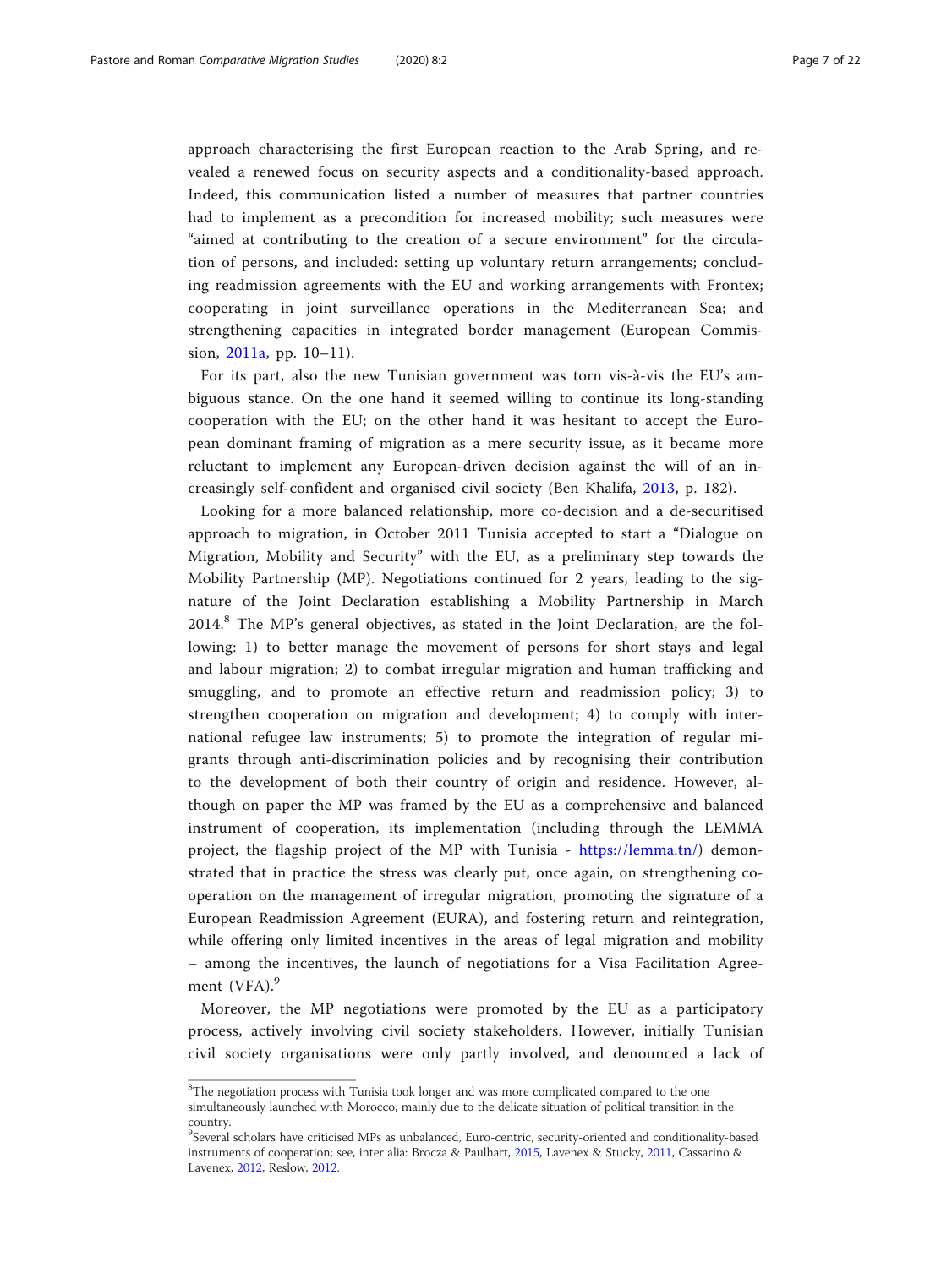approach characterising the first European reaction to the Arab Spring, and revealed a renewed focus on security aspects and a conditionality-based approach. Indeed, this communication listed a number of measures that partner countries had to implement as a precondition for increased mobility; such measures were "aimed at contributing to the creation of a secure environment" for the circulation of persons, and included: setting up voluntary return arrangements; concluding readmission agreements with the EU and working arrangements with Frontex; cooperating in joint surveillance operations in the Mediterranean Sea; and strengthening capacities in integrated border management (European Commission, 2011a, pp. 10–11).

For its part, also the new Tunisian government was torn vis-à-vis the EU's ambiguous stance. On the one hand it seemed willing to continue its long-standing cooperation with the EU; on the other hand it was hesitant to accept the European dominant framing of migration as a mere security issue, as it became more reluctant to implement any European-driven decision against the will of an increasingly self-confident and organised civil society (Ben Khalifa, 2013, p. 182).

Looking for a more balanced relationship, more co-decision and a de-securitised approach to migration, in October 2011 Tunisia accepted to start a "Dialogue on Migration, Mobility and Security" with the EU, as a preliminary step towards the Mobility Partnership (MP). Negotiations continued for 2 years, leading to the signature of the Joint Declaration establishing a Mobility Partnership in March 2014.[8] The MP's general objectives, as stated in the Joint Declaration, are the following: 1) to better manage the movement of persons for short stays and legal and labour migration; 2) to combat irregular migration and human trafficking and smuggling, and to promote an effective return and readmission policy; 3) to strengthen cooperation on migration and development; 4) to comply with international refugee law instruments; 5) to promote the integration of regular migrants through anti-discrimination policies and by recognising their contribution to the development of both their country of origin and residence. However, although on paper the MP was framed by the EU as a comprehensive and balanced instrument of cooperation, its implementation (including through the LEMMA project, the flagship project of the MP with Tunisia - https://lemma.tn/) demonstrated that in practice the stress was clearly put, once again, on strengthening cooperation on the management of irregular migration, promoting the signature of a European Readmission Agreement (EURA), and fostering return and reintegration, while offering only limited incentives in the areas of legal migration and mobility – among the incentives, the launch of negotiations for a Visa Facilitation Agreement (VFA).[9]

Moreover, the MP negotiations were promoted by the EU as a participatory process, actively involving civil society stakeholders. However, initially Tunisian civil society organisations were only partly involved, and denounced a lack of

---

[8] The negotiation process with Tunisia took longer and was more complicated compared to the one simultaneously launched with Morocco, mainly due to the delicate situation of political transition in the country.

[9] Several scholars have criticised MPs as unbalanced, Euro-centric, security-oriented and conditionality-based instruments of cooperation; see, inter alia: Brocza & Paulhart, 2015, Lavenex & Stucky, 2011, Cassarino & Lavenex, 2012, Reslow, 2012.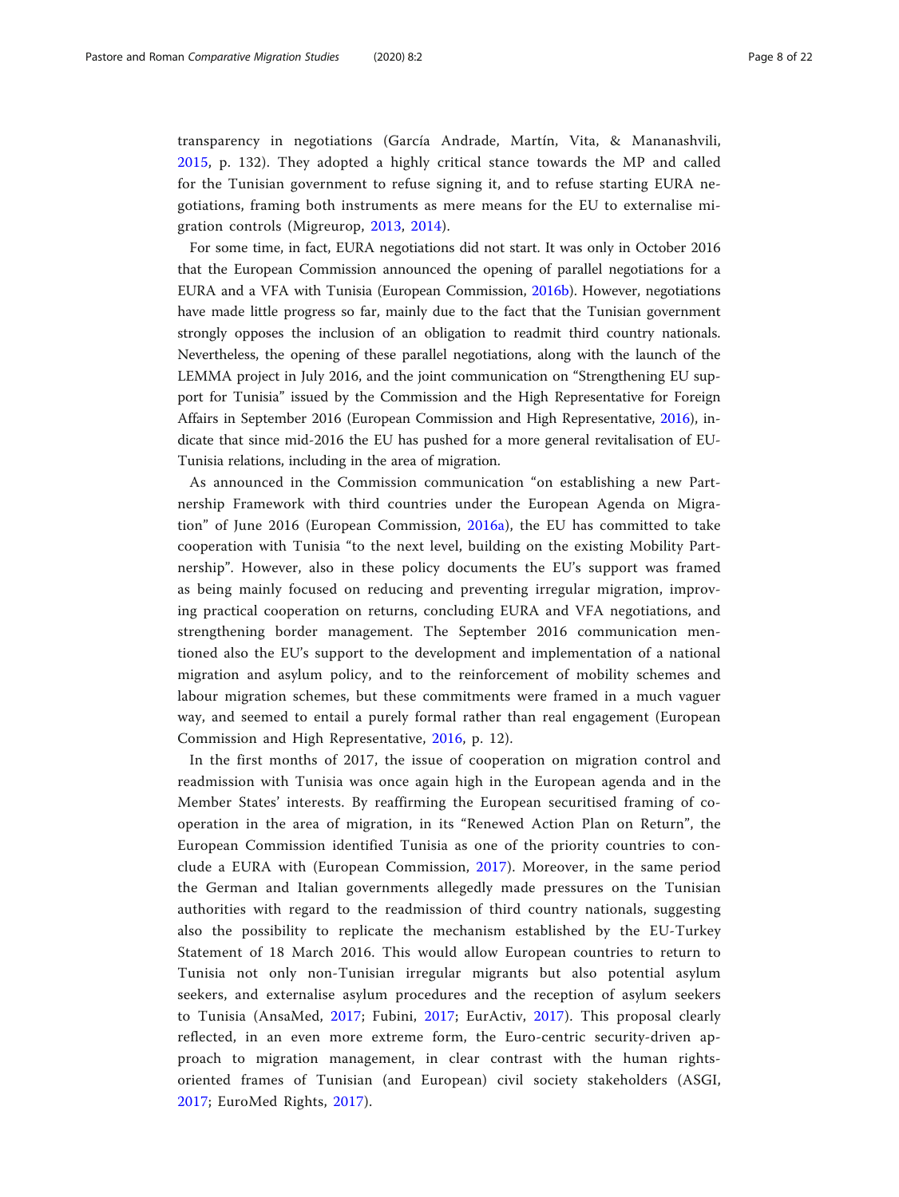transparency in negotiations (García Andrade, Martín, Vita, & Mananashvili, 2015, p. 132). They adopted a highly critical stance towards the MP and called for the Tunisian government to refuse signing it, and to refuse starting EURA negotiations, framing both instruments as mere means for the EU to externalise migration controls (Migreurop, 2013, 2014).

For some time, in fact, EURA negotiations did not start. It was only in October 2016 that the European Commission announced the opening of parallel negotiations for a EURA and a VFA with Tunisia (European Commission, 2016b). However, negotiations have made little progress so far, mainly due to the fact that the Tunisian government strongly opposes the inclusion of an obligation to readmit third country nationals. Nevertheless, the opening of these parallel negotiations, along with the launch of the LEMMA project in July 2016, and the joint communication on "Strengthening EU support for Tunisia" issued by the Commission and the High Representative for Foreign Affairs in September 2016 (European Commission and High Representative, 2016), indicate that since mid-2016 the EU has pushed for a more general revitalisation of EU-Tunisia relations, including in the area of migration.

As announced in the Commission communication "on establishing a new Partnership Framework with third countries under the European Agenda on Migration" of June 2016 (European Commission, 2016a), the EU has committed to take cooperation with Tunisia "to the next level, building on the existing Mobility Partnership". However, also in these policy documents the EU's support was framed as being mainly focused on reducing and preventing irregular migration, improving practical cooperation on returns, concluding EURA and VFA negotiations, and strengthening border management. The September 2016 communication mentioned also the EU's support to the development and implementation of a national migration and asylum policy, and to the reinforcement of mobility schemes and labour migration schemes, but these commitments were framed in a much vaguer way, and seemed to entail a purely formal rather than real engagement (European Commission and High Representative, 2016, p. 12).

In the first months of 2017, the issue of cooperation on migration control and readmission with Tunisia was once again high in the European agenda and in the Member States' interests. By reaffirming the European securitised framing of cooperation in the area of migration, in its "Renewed Action Plan on Return", the European Commission identified Tunisia as one of the priority countries to conclude a EURA with (European Commission, 2017). Moreover, in the same period the German and Italian governments allegedly made pressures on the Tunisian authorities with regard to the readmission of third country nationals, suggesting also the possibility to replicate the mechanism established by the EU-Turkey Statement of 18 March 2016. This would allow European countries to return to Tunisia not only non-Tunisian irregular migrants but also potential asylum seekers, and externalise asylum procedures and the reception of asylum seekers to Tunisia (AnsaMed, 2017; Fubini, 2017; EurActiv, 2017). This proposal clearly reflected, in an even more extreme form, the Euro-centric security-driven approach to migration management, in clear contrast with the human rights-oriented frames of Tunisian (and European) civil society stakeholders (ASGI, 2017; EuroMed Rights, 2017).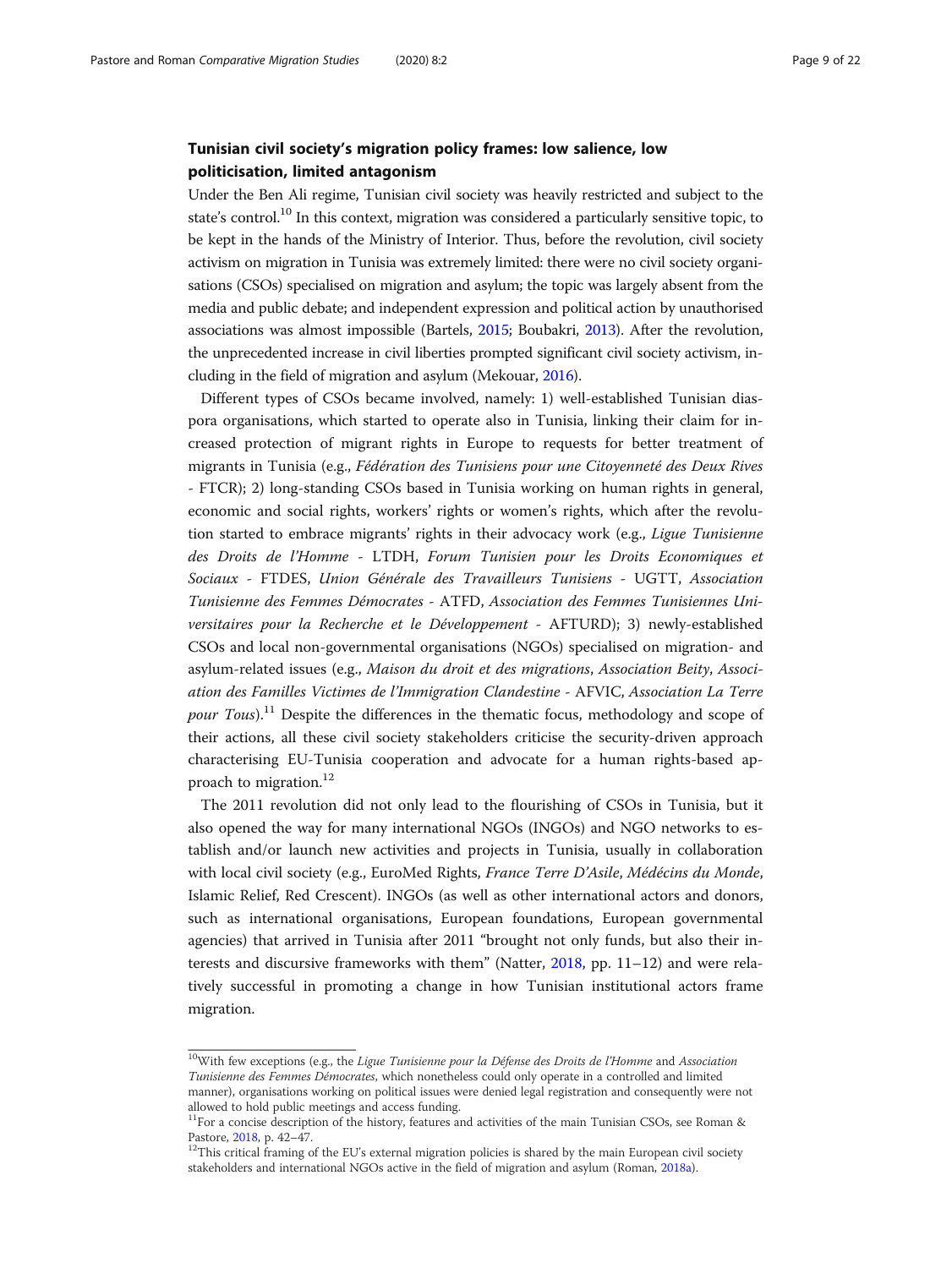## Tunisian civil society's migration policy frames: low salience, low politicisation, limited antagonism

Under the Ben Ali regime, Tunisian civil society was heavily restricted and subject to the state's control.[10] In this context, migration was considered a particularly sensitive topic, to be kept in the hands of the Ministry of Interior. Thus, before the revolution, civil society activism on migration in Tunisia was extremely limited: there were no civil society organisations (CSOs) specialised on migration and asylum; the topic was largely absent from the media and public debate; and independent expression and political action by unauthorised associations was almost impossible (Bartels, 2015; Boubakri, 2013). After the revolution, the unprecedented increase in civil liberties prompted significant civil society activism, including in the field of migration and asylum (Mekouar, 2016).

Different types of CSOs became involved, namely: 1) well-established Tunisian diaspora organisations, which started to operate also in Tunisia, linking their claim for increased protection of migrant rights in Europe to requests for better treatment of migrants in Tunisia (e.g., *Fédération des Tunisiens pour une Citoyenneté des Deux Rives* - FTCR); 2) long-standing CSOs based in Tunisia working on human rights in general, economic and social rights, workers' rights or women's rights, which after the revolution started to embrace migrants' rights in their advocacy work (e.g., *Ligue Tunisienne des Droits de l'Homme* - LTDH, *Forum Tunisien pour les Droits Economiques et Sociaux* - FTDES, *Union Générale des Travailleurs Tunisiens* - UGTT, *Association Tunisienne des Femmes Démocrates* - ATFD, *Association des Femmes Tunisiennes Universitaires pour la Recherche et le Développement* - AFTURD); 3) newly-established CSOs and local non-governmental organisations (NGOs) specialised on migration- and asylum-related issues (e.g., *Maison du droit et des migrations*, *Association Beity*, *Association des Familles Victimes de l'Immigration Clandestine* - AFVIC, *Association La Terre pour Tous*).[11] Despite the differences in the thematic focus, methodology and scope of their actions, all these civil society stakeholders criticise the security-driven approach characterising EU-Tunisia cooperation and advocate for a human rights-based approach to migration.[12]

The 2011 revolution did not only lead to the flourishing of CSOs in Tunisia, but it also opened the way for many international NGOs (INGOs) and NGO networks to establish and/or launch new activities and projects in Tunisia, usually in collaboration with local civil society (e.g., EuroMed Rights, *France Terre D'Asile*, *Médécins du Monde*, Islamic Relief, Red Crescent). INGOs (as well as other international actors and donors, such as international organisations, European foundations, European governmental agencies) that arrived in Tunisia after 2011 "brought not only funds, but also their interests and discursive frameworks with them" (Natter, 2018, pp. 11–12) and were relatively successful in promoting a change in how Tunisian institutional actors frame migration.

---

[10] With few exceptions (e.g., the *Ligue Tunisienne pour la Défense des Droits de l'Homme* and *Association Tunisienne des Femmes Démocrates*, which nonetheless could only operate in a controlled and limited manner), organisations working on political issues were denied legal registration and consequently were not allowed to hold public meetings and access funding.

[11] For a concise description of the history, features and activities of the main Tunisian CSOs, see Roman & Pastore, 2018, p. 42–47.

[12] This critical framing of the EU's external migration policies is shared by the main European civil society stakeholders and international NGOs active in the field of migration and asylum (Roman, 2018a).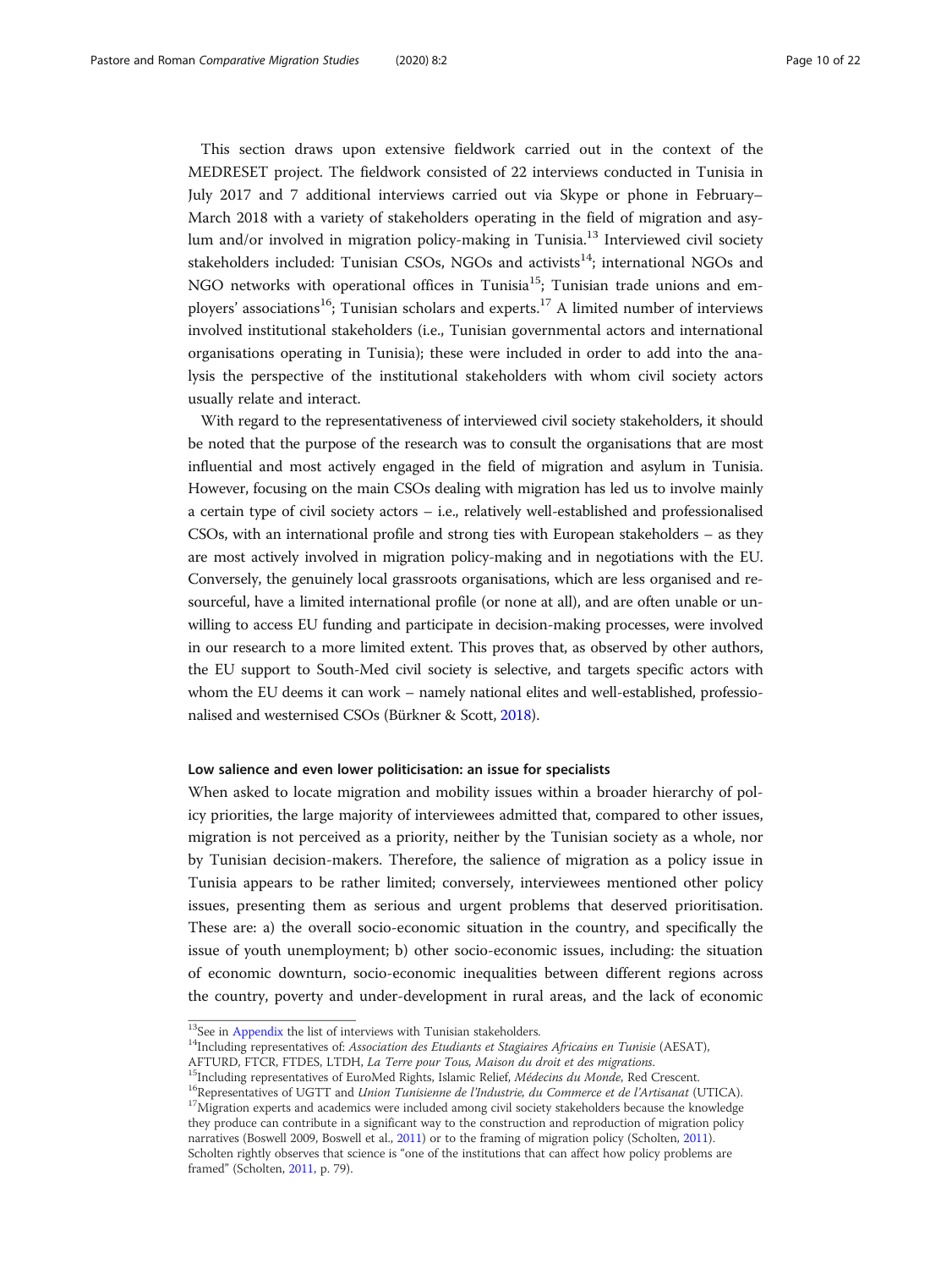This section draws upon extensive fieldwork carried out in the context of the MEDRESET project. The fieldwork consisted of 22 interviews conducted in Tunisia in July 2017 and 7 additional interviews carried out via Skype or phone in February–March 2018 with a variety of stakeholders operating in the field of migration and asylum and/or involved in migration policy-making in Tunisia.[13] Interviewed civil society stakeholders included: Tunisian CSOs, NGOs and activists[14]; international NGOs and NGO networks with operational offices in Tunisia[15]; Tunisian trade unions and employers' associations[16]; Tunisian scholars and experts.[17] A limited number of interviews involved institutional stakeholders (i.e., Tunisian governmental actors and international organisations operating in Tunisia); these were included in order to add into the analysis the perspective of the institutional stakeholders with whom civil society actors usually relate and interact.

With regard to the representativeness of interviewed civil society stakeholders, it should be noted that the purpose of the research was to consult the organisations that are most influential and most actively engaged in the field of migration and asylum in Tunisia. However, focusing on the main CSOs dealing with migration has led us to involve mainly a certain type of civil society actors – i.e., relatively well-established and professionalised CSOs, with an international profile and strong ties with European stakeholders – as they are most actively involved in migration policy-making and in negotiations with the EU. Conversely, the genuinely local grassroots organisations, which are less organised and resourceful, have a limited international profile (or none at all), and are often unable or unwilling to access EU funding and participate in decision-making processes, were involved in our research to a more limited extent. This proves that, as observed by other authors, the EU support to South-Med civil society is selective, and targets specific actors with whom the EU deems it can work – namely national elites and well-established, professionalised and westernised CSOs (Bürkner & Scott, 2018).

### Low salience and even lower politicisation: an issue for specialists

When asked to locate migration and mobility issues within a broader hierarchy of policy priorities, the large majority of interviewees admitted that, compared to other issues, migration is not perceived as a priority, neither by the Tunisian society as a whole, nor by Tunisian decision-makers. Therefore, the salience of migration as a policy issue in Tunisia appears to be rather limited; conversely, interviewees mentioned other policy issues, presenting them as serious and urgent problems that deserved prioritisation. These are: a) the overall socio-economic situation in the country, and specifically the issue of youth unemployment; b) other socio-economic issues, including: the situation of economic downturn, socio-economic inequalities between different regions across the country, poverty and under-development in rural areas, and the lack of economic

---

[13] See in Appendix the list of interviews with Tunisian stakeholders.

[14] Including representatives of: *Association des Etudiants et Stagiaires Africains en Tunisie* (AESAT), AFTURD, FTCR, FTDES, LTDH, *La Terre pour Tous, Maison du droit et des migrations*.

[15] Including representatives of EuroMed Rights, Islamic Relief, *Médecins du Monde*, Red Crescent.

[16] Representatives of UGTT and *Union Tunisienne de l'Industrie, du Commerce et de l'Artisanat* (UTICA).

[17] Migration experts and academics were included among civil society stakeholders because the knowledge they produce can contribute in a significant way to the construction and reproduction of migration policy narratives (Boswell 2009, Boswell et al., 2011) or to the framing of migration policy (Scholten, 2011). Scholten rightly observes that science is "one of the institutions that can affect how policy problems are framed" (Scholten, 2011, p. 79).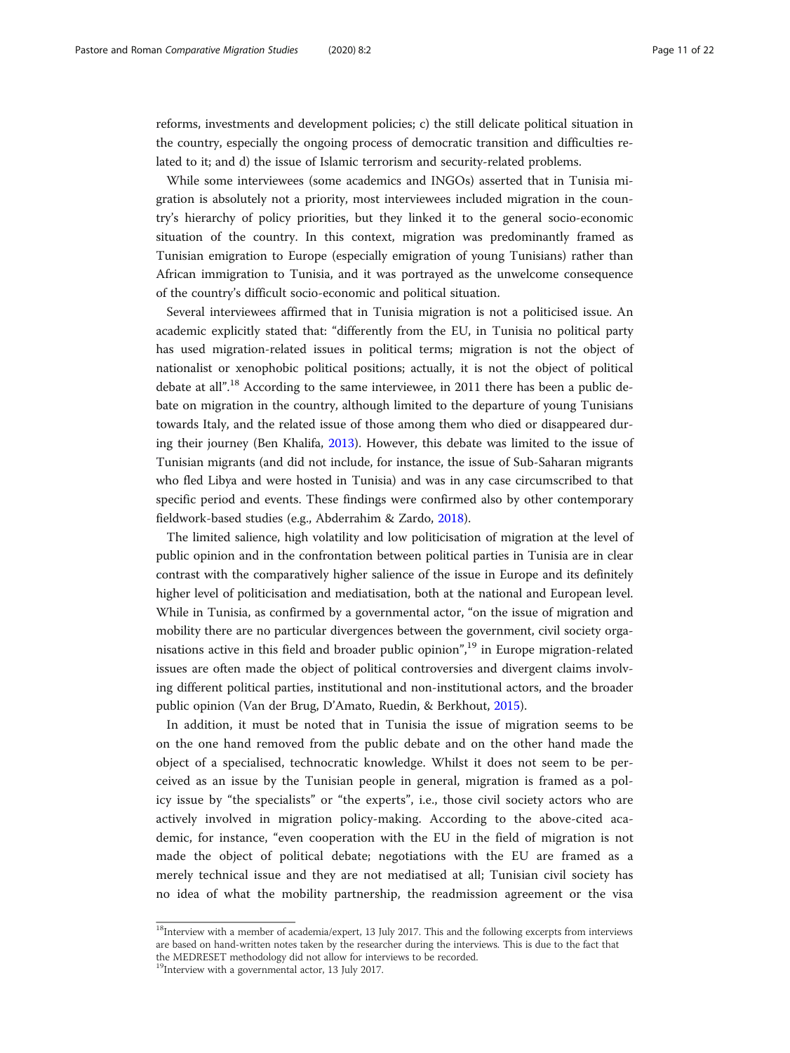reforms, investments and development policies; c) the still delicate political situation in the country, especially the ongoing process of democratic transition and difficulties related to it; and d) the issue of Islamic terrorism and security-related problems.

While some interviewees (some academics and INGOs) asserted that in Tunisia migration is absolutely not a priority, most interviewees included migration in the country's hierarchy of policy priorities, but they linked it to the general socio-economic situation of the country. In this context, migration was predominantly framed as Tunisian emigration to Europe (especially emigration of young Tunisians) rather than African immigration to Tunisia, and it was portrayed as the unwelcome consequence of the country's difficult socio-economic and political situation.

Several interviewees affirmed that in Tunisia migration is not a politicised issue. An academic explicitly stated that: "differently from the EU, in Tunisia no political party has used migration-related issues in political terms; migration is not the object of nationalist or xenophobic political positions; actually, it is not the object of political debate at all".[18] According to the same interviewee, in 2011 there has been a public debate on migration in the country, although limited to the departure of young Tunisians towards Italy, and the related issue of those among them who died or disappeared during their journey (Ben Khalifa, 2013). However, this debate was limited to the issue of Tunisian migrants (and did not include, for instance, the issue of Sub-Saharan migrants who fled Libya and were hosted in Tunisia) and was in any case circumscribed to that specific period and events. These findings were confirmed also by other contemporary fieldwork-based studies (e.g., Abderrahim & Zardo, 2018).

The limited salience, high volatility and low politicisation of migration at the level of public opinion and in the confrontation between political parties in Tunisia are in clear contrast with the comparatively higher salience of the issue in Europe and its definitely higher level of politicisation and mediatisation, both at the national and European level. While in Tunisia, as confirmed by a governmental actor, "on the issue of migration and mobility there are no particular divergences between the government, civil society organisations active in this field and broader public opinion",[19] in Europe migration-related issues are often made the object of political controversies and divergent claims involving different political parties, institutional and non-institutional actors, and the broader public opinion (Van der Brug, D'Amato, Ruedin, & Berkhout, 2015).

In addition, it must be noted that in Tunisia the issue of migration seems to be on the one hand removed from the public debate and on the other hand made the object of a specialised, technocratic knowledge. Whilst it does not seem to be perceived as an issue by the Tunisian people in general, migration is framed as a policy issue by "the specialists" or "the experts", i.e., those civil society actors who are actively involved in migration policy-making. According to the above-cited academic, for instance, "even cooperation with the EU in the field of migration is not made the object of political debate; negotiations with the EU are framed as a merely technical issue and they are not mediatised at all; Tunisian civil society has no idea of what the mobility partnership, the readmission agreement or the visa

---

[18] Interview with a member of academia/expert, 13 July 2017. This and the following excerpts from interviews are based on hand-written notes taken by the researcher during the interviews. This is due to the fact that the MEDRESET methodology did not allow for interviews to be recorded.

[19] Interview with a governmental actor, 13 July 2017.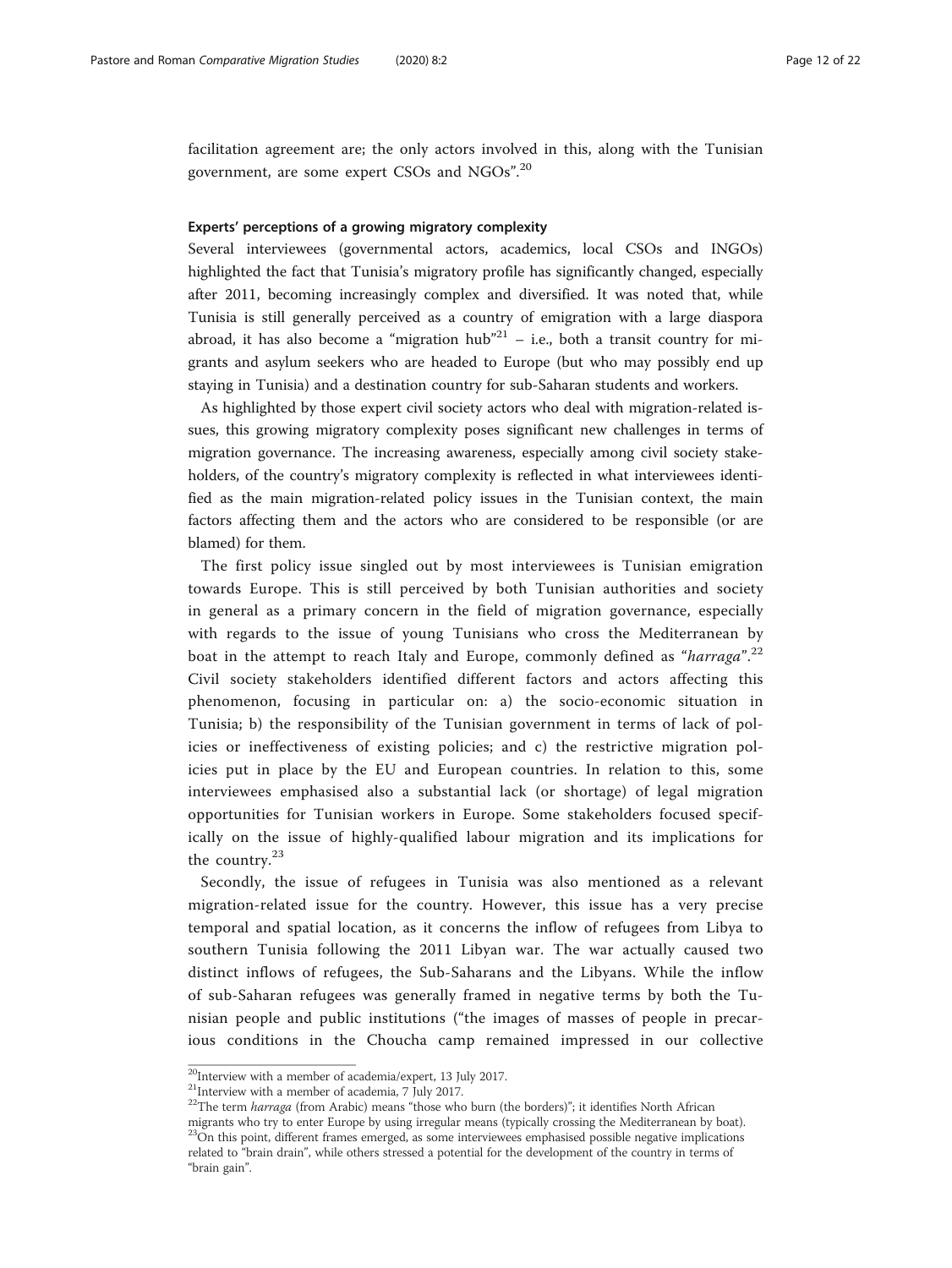facilitation agreement are; the only actors involved in this, along with the Tunisian government, are some expert CSOs and NGOs".[20]

#### Experts' perceptions of a growing migratory complexity

Several interviewees (governmental actors, academics, local CSOs and INGOs) highlighted the fact that Tunisia's migratory profile has significantly changed, especially after 2011, becoming increasingly complex and diversified. It was noted that, while Tunisia is still generally perceived as a country of emigration with a large diaspora abroad, it has also become a "migration hub"[21] – i.e., both a transit country for migrants and asylum seekers who are headed to Europe (but who may possibly end up staying in Tunisia) and a destination country for sub-Saharan students and workers.

As highlighted by those expert civil society actors who deal with migration-related issues, this growing migratory complexity poses significant new challenges in terms of migration governance. The increasing awareness, especially among civil society stakeholders, of the country's migratory complexity is reflected in what interviewees identified as the main migration-related policy issues in the Tunisian context, the main factors affecting them and the actors who are considered to be responsible (or are blamed) for them.

The first policy issue singled out by most interviewees is Tunisian emigration towards Europe. This is still perceived by both Tunisian authorities and society in general as a primary concern in the field of migration governance, especially with regards to the issue of young Tunisians who cross the Mediterranean by boat in the attempt to reach Italy and Europe, commonly defined as "*harraga*".[22] Civil society stakeholders identified different factors and actors affecting this phenomenon, focusing in particular on: a) the socio-economic situation in Tunisia; b) the responsibility of the Tunisian government in terms of lack of policies or ineffectiveness of existing policies; and c) the restrictive migration policies put in place by the EU and European countries. In relation to this, some interviewees emphasised also a substantial lack (or shortage) of legal migration opportunities for Tunisian workers in Europe. Some stakeholders focused specifically on the issue of highly-qualified labour migration and its implications for the country.[23]

Secondly, the issue of refugees in Tunisia was also mentioned as a relevant migration-related issue for the country. However, this issue has a very precise temporal and spatial location, as it concerns the inflow of refugees from Libya to southern Tunisia following the 2011 Libyan war. The war actually caused two distinct inflows of refugees, the Sub-Saharans and the Libyans. While the inflow of sub-Saharan refugees was generally framed in negative terms by both the Tunisian people and public institutions ("the images of masses of people in precarious conditions in the Choucha camp remained impressed in our collective

---

[20] Interview with a member of academia/expert, 13 July 2017.

[21] Interview with a member of academia, 7 July 2017.

[22] The term *harraga* (from Arabic) means "those who burn (the borders)"; it identifies North African migrants who try to enter Europe by using irregular means (typically crossing the Mediterranean by boat).

[23] On this point, different frames emerged, as some interviewees emphasised possible negative implications related to "brain drain", while others stressed a potential for the development of the country in terms of "brain gain".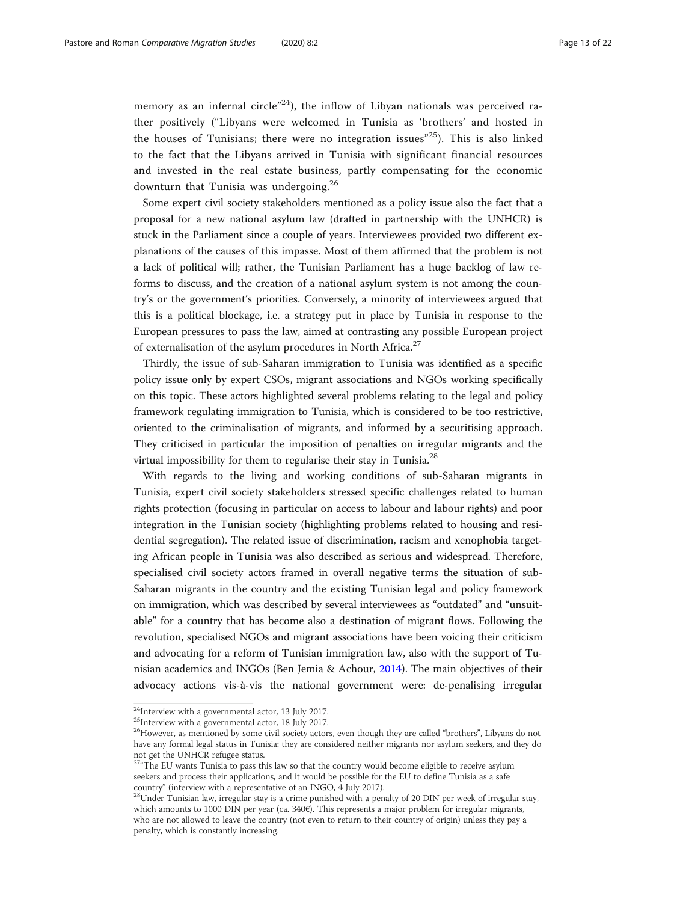memory as an infernal circle"[24]), the inflow of Libyan nationals was perceived rather positively ("Libyans were welcomed in Tunisia as 'brothers' and hosted in the houses of Tunisians; there were no integration issues"[25]). This is also linked to the fact that the Libyans arrived in Tunisia with significant financial resources and invested in the real estate business, partly compensating for the economic downturn that Tunisia was undergoing.[26]

Some expert civil society stakeholders mentioned as a policy issue also the fact that a proposal for a new national asylum law (drafted in partnership with the UNHCR) is stuck in the Parliament since a couple of years. Interviewees provided two different explanations of the causes of this impasse. Most of them affirmed that the problem is not a lack of political will; rather, the Tunisian Parliament has a huge backlog of law reforms to discuss, and the creation of a national asylum system is not among the country's or the government's priorities. Conversely, a minority of interviewees argued that this is a political blockage, i.e. a strategy put in place by Tunisia in response to the European pressures to pass the law, aimed at contrasting any possible European project of externalisation of the asylum procedures in North Africa.[27]

Thirdly, the issue of sub-Saharan immigration to Tunisia was identified as a specific policy issue only by expert CSOs, migrant associations and NGOs working specifically on this topic. These actors highlighted several problems relating to the legal and policy framework regulating immigration to Tunisia, which is considered to be too restrictive, oriented to the criminalisation of migrants, and informed by a securitising approach. They criticised in particular the imposition of penalties on irregular migrants and the virtual impossibility for them to regularise their stay in Tunisia.[28]

With regards to the living and working conditions of sub-Saharan migrants in Tunisia, expert civil society stakeholders stressed specific challenges related to human rights protection (focusing in particular on access to labour and labour rights) and poor integration in the Tunisian society (highlighting problems related to housing and residential segregation). The related issue of discrimination, racism and xenophobia targeting African people in Tunisia was also described as serious and widespread. Therefore, specialised civil society actors framed in overall negative terms the situation of sub-Saharan migrants in the country and the existing Tunisian legal and policy framework on immigration, which was described by several interviewees as "outdated" and "unsuitable" for a country that has become also a destination of migrant flows. Following the revolution, specialised NGOs and migrant associations have been voicing their criticism and advocating for a reform of Tunisian immigration law, also with the support of Tunisian academics and INGOs (Ben Jemia & Achour, 2014). The main objectives of their advocacy actions vis-à-vis the national government were: de-penalising irregular

---

[24]Interview with a governmental actor, 13 July 2017.

[25]Interview with a governmental actor, 18 July 2017.

[26]However, as mentioned by some civil society actors, even though they are called "brothers", Libyans do not have any formal legal status in Tunisia: they are considered neither migrants nor asylum seekers, and they do not get the UNHCR refugee status.

[27]"The EU wants Tunisia to pass this law so that the country would become eligible to receive asylum seekers and process their applications, and it would be possible for the EU to define Tunisia as a safe country" (interview with a representative of an INGO, 4 July 2017).

[28]Under Tunisian law, irregular stay is a crime punished with a penalty of 20 DIN per week of irregular stay, which amounts to 1000 DIN per year (ca. 340€). This represents a major problem for irregular migrants, who are not allowed to leave the country (not even to return to their country of origin) unless they pay a penalty, which is constantly increasing.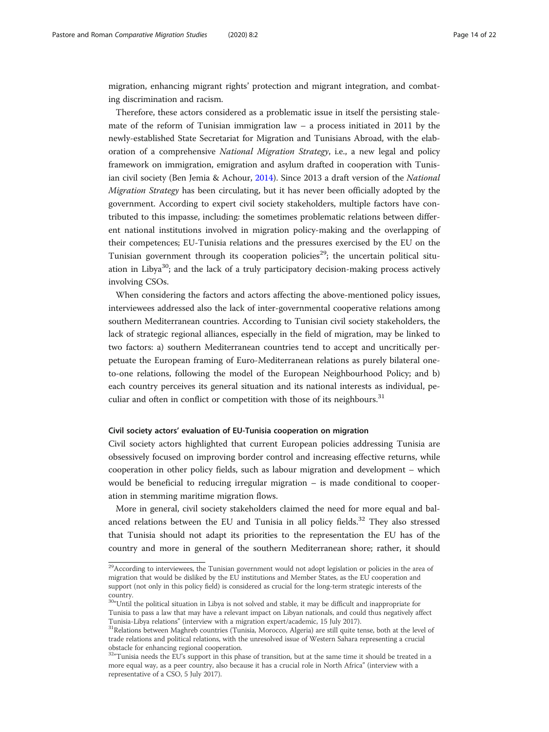migration, enhancing migrant rights' protection and migrant integration, and combating discrimination and racism.

Therefore, these actors considered as a problematic issue in itself the persisting stalemate of the reform of Tunisian immigration law – a process initiated in 2011 by the newly-established State Secretariat for Migration and Tunisians Abroad, with the elaboration of a comprehensive *National Migration Strategy*, i.e., a new legal and policy framework on immigration, emigration and asylum drafted in cooperation with Tunisian civil society (Ben Jemia & Achour, 2014). Since 2013 a draft version of the *National Migration Strategy* has been circulating, but it has never been officially adopted by the government. According to expert civil society stakeholders, multiple factors have contributed to this impasse, including: the sometimes problematic relations between different national institutions involved in migration policy-making and the overlapping of their competences; EU-Tunisia relations and the pressures exercised by the EU on the Tunisian government through its cooperation policies[29]; the uncertain political situation in Libya[30]; and the lack of a truly participatory decision-making process actively involving CSOs.

When considering the factors and actors affecting the above-mentioned policy issues, interviewees addressed also the lack of inter-governmental cooperative relations among southern Mediterranean countries. According to Tunisian civil society stakeholders, the lack of strategic regional alliances, especially in the field of migration, may be linked to two factors: a) southern Mediterranean countries tend to accept and uncritically perpetuate the European framing of Euro-Mediterranean relations as purely bilateral one-to-one relations, following the model of the European Neighbourhood Policy; and b) each country perceives its general situation and its national interests as individual, peculiar and often in conflict or competition with those of its neighbours.[31]

#### Civil society actors' evaluation of EU-Tunisia cooperation on migration

Civil society actors highlighted that current European policies addressing Tunisia are obsessively focused on improving border control and increasing effective returns, while cooperation in other policy fields, such as labour migration and development – which would be beneficial to reducing irregular migration – is made conditional to cooperation in stemming maritime migration flows.

More in general, civil society stakeholders claimed the need for more equal and balanced relations between the EU and Tunisia in all policy fields.[32] They also stressed that Tunisia should not adapt its priorities to the representation the EU has of the country and more in general of the southern Mediterranean shore; rather, it should

---

[29]According to interviewees, the Tunisian government would not adopt legislation or policies in the area of migration that would be disliked by the EU institutions and Member States, as the EU cooperation and support (not only in this policy field) is considered as crucial for the long-term strategic interests of the country.

[30]"Until the political situation in Libya is not solved and stable, it may be difficult and inappropriate for Tunisia to pass a law that may have a relevant impact on Libyan nationals, and could thus negatively affect Tunisia-Libya relations" (interview with a migration expert/academic, 15 July 2017).

[31]Relations between Maghreb countries (Tunisia, Morocco, Algeria) are still quite tense, both at the level of trade relations and political relations, with the unresolved issue of Western Sahara representing a crucial obstacle for enhancing regional cooperation.

[32]"Tunisia needs the EU's support in this phase of transition, but at the same time it should be treated in a more equal way, as a peer country, also because it has a crucial role in North Africa" (interview with a representative of a CSO, 5 July 2017).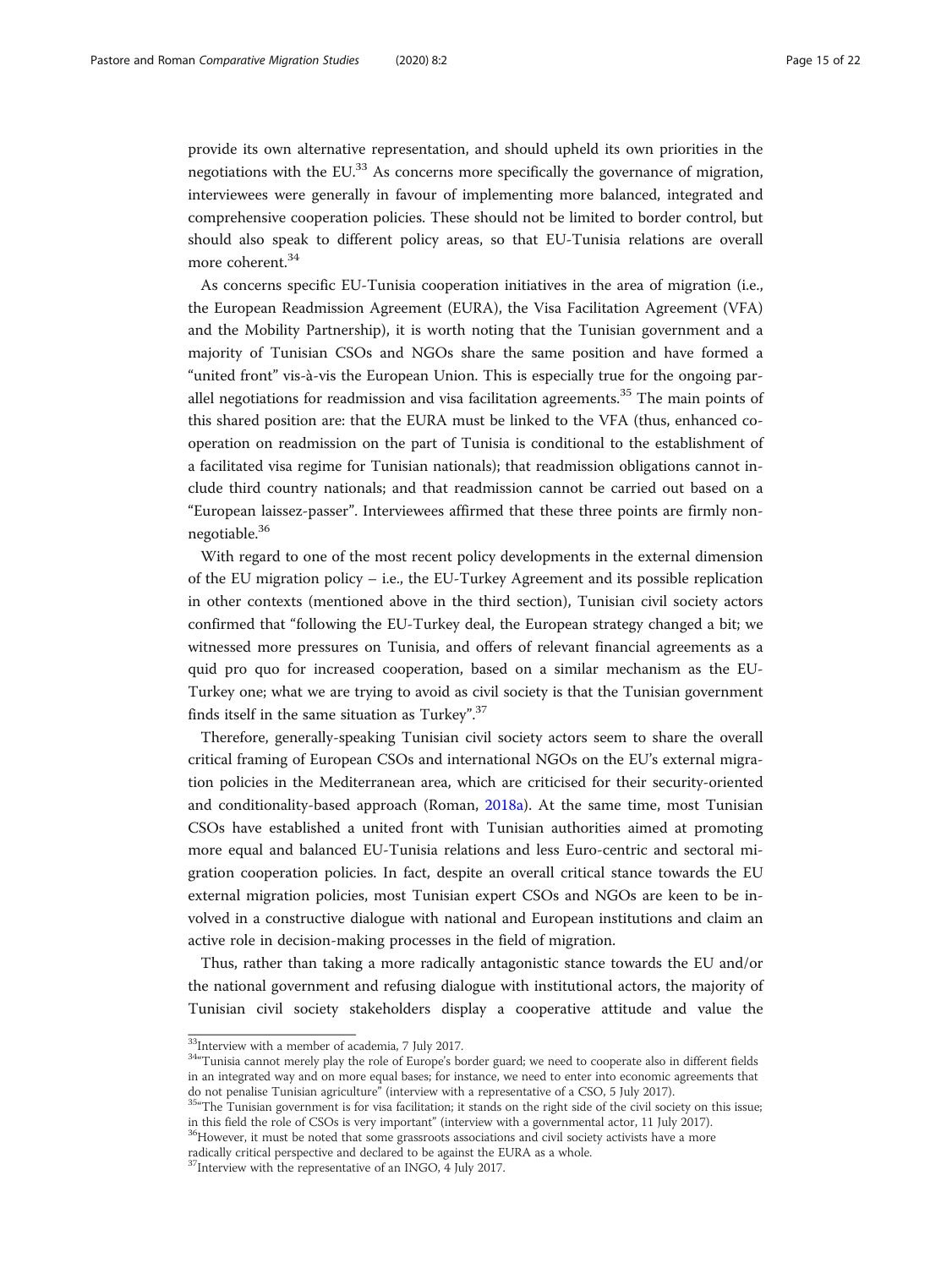provide its own alternative representation, and should upheld its own priorities in the negotiations with the EU.[33] As concerns more specifically the governance of migration, interviewees were generally in favour of implementing more balanced, integrated and comprehensive cooperation policies. These should not be limited to border control, but should also speak to different policy areas, so that EU-Tunisia relations are overall more coherent.[34]

As concerns specific EU-Tunisia cooperation initiatives in the area of migration (i.e., the European Readmission Agreement (EURA), the Visa Facilitation Agreement (VFA) and the Mobility Partnership), it is worth noting that the Tunisian government and a majority of Tunisian CSOs and NGOs share the same position and have formed a "united front" vis-à-vis the European Union. This is especially true for the ongoing parallel negotiations for readmission and visa facilitation agreements.[35] The main points of this shared position are: that the EURA must be linked to the VFA (thus, enhanced cooperation on readmission on the part of Tunisia is conditional to the establishment of a facilitated visa regime for Tunisian nationals); that readmission obligations cannot include third country nationals; and that readmission cannot be carried out based on a "European laissez-passer". Interviewees affirmed that these three points are firmly non-negotiable.[36]

With regard to one of the most recent policy developments in the external dimension of the EU migration policy – i.e., the EU-Turkey Agreement and its possible replication in other contexts (mentioned above in the third section), Tunisian civil society actors confirmed that "following the EU-Turkey deal, the European strategy changed a bit; we witnessed more pressures on Tunisia, and offers of relevant financial agreements as a quid pro quo for increased cooperation, based on a similar mechanism as the EU-Turkey one; what we are trying to avoid as civil society is that the Tunisian government finds itself in the same situation as Turkey".[37]

Therefore, generally-speaking Tunisian civil society actors seem to share the overall critical framing of European CSOs and international NGOs on the EU's external migration policies in the Mediterranean area, which are criticised for their security-oriented and conditionality-based approach (Roman, 2018a). At the same time, most Tunisian CSOs have established a united front with Tunisian authorities aimed at promoting more equal and balanced EU-Tunisia relations and less Euro-centric and sectoral migration cooperation policies. In fact, despite an overall critical stance towards the EU external migration policies, most Tunisian expert CSOs and NGOs are keen to be involved in a constructive dialogue with national and European institutions and claim an active role in decision-making processes in the field of migration.

Thus, rather than taking a more radically antagonistic stance towards the EU and/or the national government and refusing dialogue with institutional actors, the majority of Tunisian civil society stakeholders display a cooperative attitude and value the

---

[33] Interview with a member of academia, 7 July 2017.

[34] "Tunisia cannot merely play the role of Europe's border guard; we need to cooperate also in different fields in an integrated way and on more equal bases; for instance, we need to enter into economic agreements that do not penalise Tunisian agriculture" (interview with a representative of a CSO, 5 July 2017).

[35] "The Tunisian government is for visa facilitation; it stands on the right side of the civil society on this issue; in this field the role of CSOs is very important" (interview with a governmental actor, 11 July 2017).

[36] However, it must be noted that some grassroots associations and civil society activists have a more radically critical perspective and declared to be against the EURA as a whole.

[37] Interview with the representative of an INGO, 4 July 2017.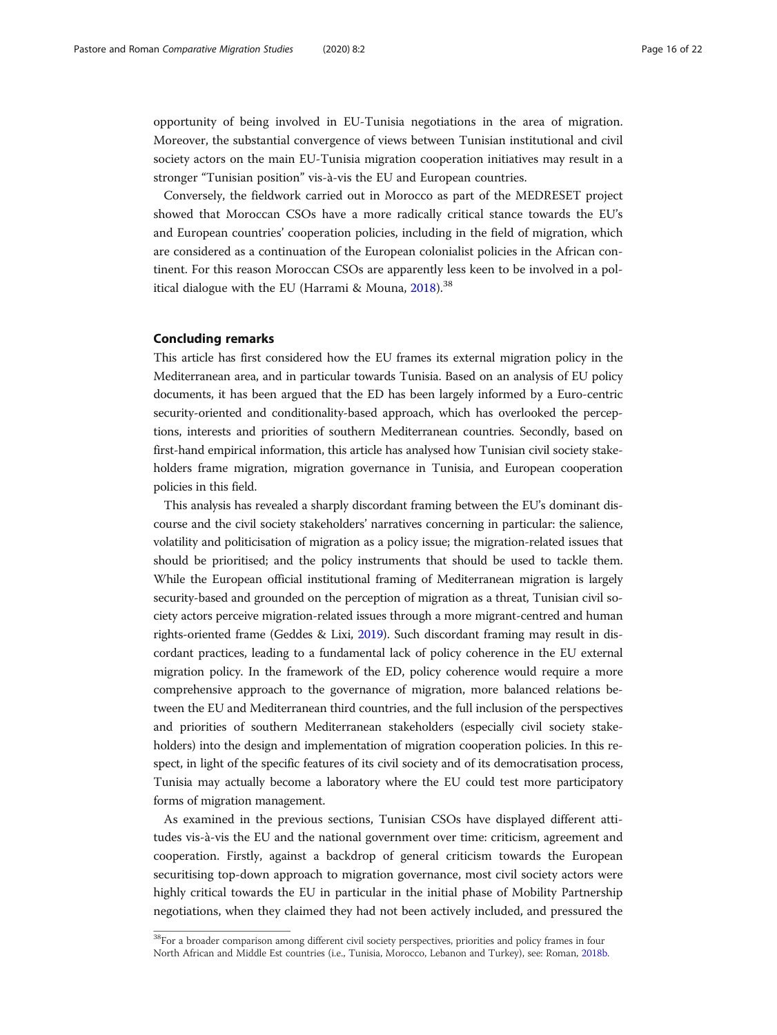opportunity of being involved in EU-Tunisia negotiations in the area of migration. Moreover, the substantial convergence of views between Tunisian institutional and civil society actors on the main EU-Tunisia migration cooperation initiatives may result in a stronger "Tunisian position" vis-à-vis the EU and European countries.

Conversely, the fieldwork carried out in Morocco as part of the MEDRESET project showed that Moroccan CSOs have a more radically critical stance towards the EU's and European countries' cooperation policies, including in the field of migration, which are considered as a continuation of the European colonialist policies in the African continent. For this reason Moroccan CSOs are apparently less keen to be involved in a political dialogue with the EU (Harrami & Mouna, 2018).[38]

## Concluding remarks

This article has first considered how the EU frames its external migration policy in the Mediterranean area, and in particular towards Tunisia. Based on an analysis of EU policy documents, it has been argued that the ED has been largely informed by a Euro-centric security-oriented and conditionality-based approach, which has overlooked the perceptions, interests and priorities of southern Mediterranean countries. Secondly, based on first-hand empirical information, this article has analysed how Tunisian civil society stakeholders frame migration, migration governance in Tunisia, and European cooperation policies in this field.

This analysis has revealed a sharply discordant framing between the EU's dominant discourse and the civil society stakeholders' narratives concerning in particular: the salience, volatility and politicisation of migration as a policy issue; the migration-related issues that should be prioritised; and the policy instruments that should be used to tackle them. While the European official institutional framing of Mediterranean migration is largely security-based and grounded on the perception of migration as a threat, Tunisian civil society actors perceive migration-related issues through a more migrant-centred and human rights-oriented frame (Geddes & Lixi, 2019). Such discordant framing may result in discordant practices, leading to a fundamental lack of policy coherence in the EU external migration policy. In the framework of the ED, policy coherence would require a more comprehensive approach to the governance of migration, more balanced relations between the EU and Mediterranean third countries, and the full inclusion of the perspectives and priorities of southern Mediterranean stakeholders (especially civil society stakeholders) into the design and implementation of migration cooperation policies. In this respect, in light of the specific features of its civil society and of its democratisation process, Tunisia may actually become a laboratory where the EU could test more participatory forms of migration management.

As examined in the previous sections, Tunisian CSOs have displayed different attitudes vis-à-vis the EU and the national government over time: criticism, agreement and cooperation. Firstly, against a backdrop of general criticism towards the European securitising top-down approach to migration governance, most civil society actors were highly critical towards the EU in particular in the initial phase of Mobility Partnership negotiations, when they claimed they had not been actively included, and pressured the

[38] For a broader comparison among different civil society perspectives, priorities and policy frames in four North African and Middle Est countries (i.e., Tunisia, Morocco, Lebanon and Turkey), see: Roman, 2018b.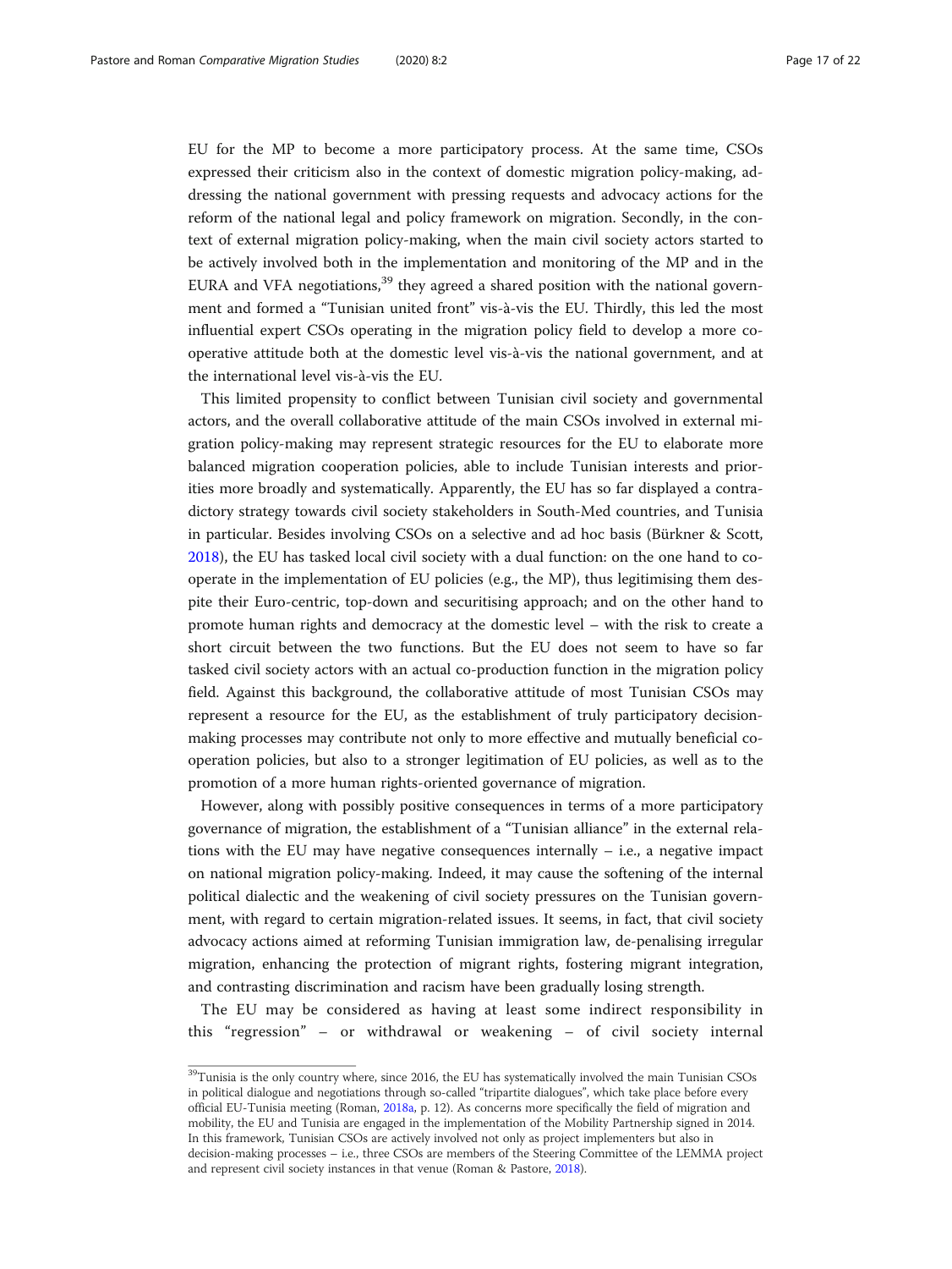EU for the MP to become a more participatory process. At the same time, CSOs expressed their criticism also in the context of domestic migration policy-making, addressing the national government with pressing requests and advocacy actions for the reform of the national legal and policy framework on migration. Secondly, in the context of external migration policy-making, when the main civil society actors started to be actively involved both in the implementation and monitoring of the MP and in the EURA and VFA negotiations,[39] they agreed a shared position with the national government and formed a "Tunisian united front" vis-à-vis the EU. Thirdly, this led the most influential expert CSOs operating in the migration policy field to develop a more cooperative attitude both at the domestic level vis-à-vis the national government, and at the international level vis-à-vis the EU.

This limited propensity to conflict between Tunisian civil society and governmental actors, and the overall collaborative attitude of the main CSOs involved in external migration policy-making may represent strategic resources for the EU to elaborate more balanced migration cooperation policies, able to include Tunisian interests and priorities more broadly and systematically. Apparently, the EU has so far displayed a contradictory strategy towards civil society stakeholders in South-Med countries, and Tunisia in particular. Besides involving CSOs on a selective and ad hoc basis (Bürkner & Scott, 2018), the EU has tasked local civil society with a dual function: on the one hand to cooperate in the implementation of EU policies (e.g., the MP), thus legitimising them despite their Euro-centric, top-down and securitising approach; and on the other hand to promote human rights and democracy at the domestic level – with the risk to create a short circuit between the two functions. But the EU does not seem to have so far tasked civil society actors with an actual co-production function in the migration policy field. Against this background, the collaborative attitude of most Tunisian CSOs may represent a resource for the EU, as the establishment of truly participatory decision-making processes may contribute not only to more effective and mutually beneficial cooperation policies, but also to a stronger legitimation of EU policies, as well as to the promotion of a more human rights-oriented governance of migration.

However, along with possibly positive consequences in terms of a more participatory governance of migration, the establishment of a "Tunisian alliance" in the external relations with the EU may have negative consequences internally – i.e., a negative impact on national migration policy-making. Indeed, it may cause the softening of the internal political dialectic and the weakening of civil society pressures on the Tunisian government, with regard to certain migration-related issues. It seems, in fact, that civil society advocacy actions aimed at reforming Tunisian immigration law, de-penalising irregular migration, enhancing the protection of migrant rights, fostering migrant integration, and contrasting discrimination and racism have been gradually losing strength.

The EU may be considered as having at least some indirect responsibility in this "regression" – or withdrawal or weakening – of civil society internal

---

[39] Tunisia is the only country where, since 2016, the EU has systematically involved the main Tunisian CSOs in political dialogue and negotiations through so-called "tripartite dialogues", which take place before every official EU-Tunisia meeting (Roman, 2018a, p. 12). As concerns more specifically the field of migration and mobility, the EU and Tunisia are engaged in the implementation of the Mobility Partnership signed in 2014. In this framework, Tunisian CSOs are actively involved not only as project implementers but also in decision-making processes – i.e., three CSOs are members of the Steering Committee of the LEMMA project and represent civil society instances in that venue (Roman & Pastore, 2018).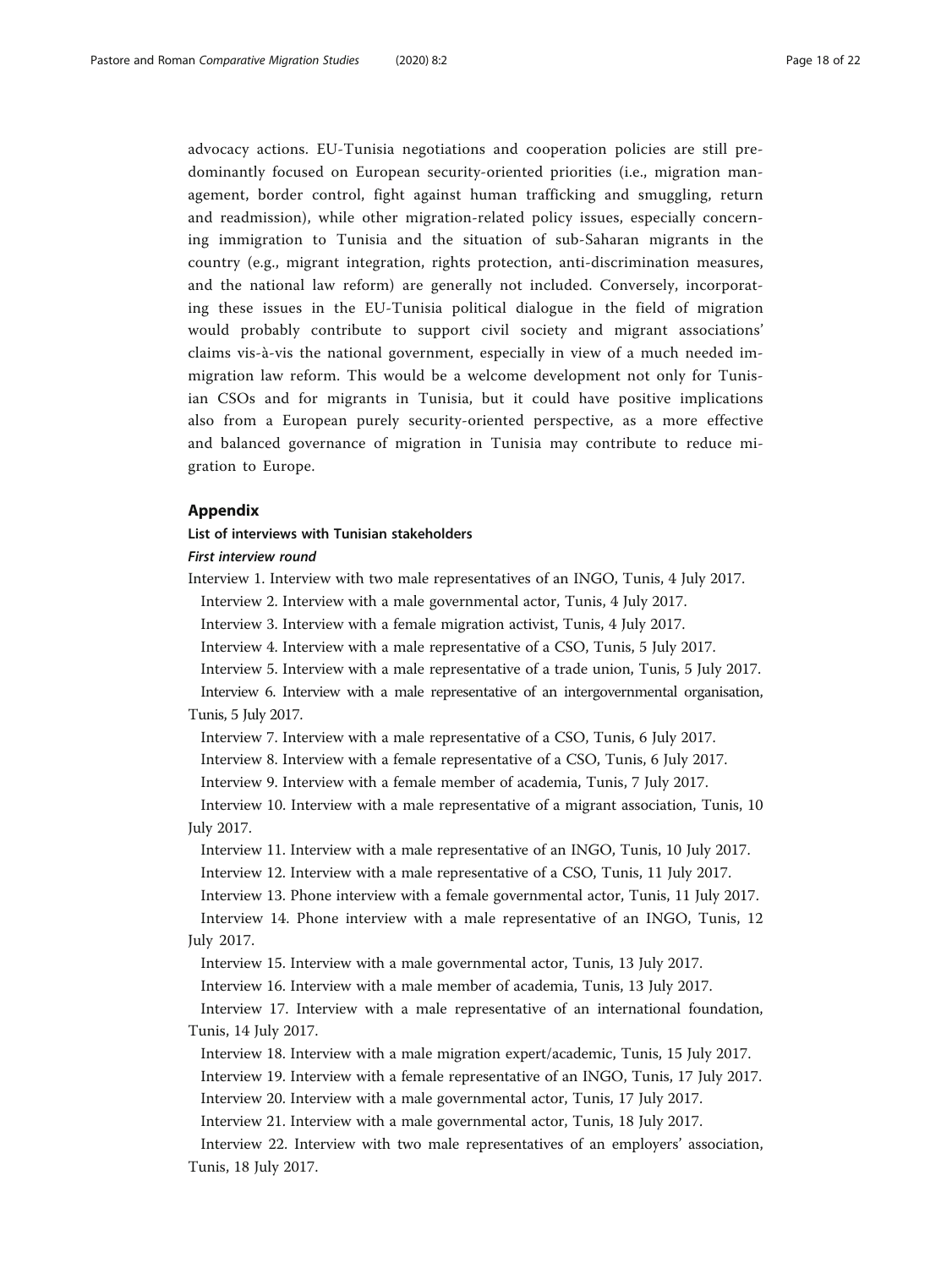advocacy actions. EU-Tunisia negotiations and cooperation policies are still predominantly focused on European security-oriented priorities (i.e., migration management, border control, fight against human trafficking and smuggling, return and readmission), while other migration-related policy issues, especially concerning immigration to Tunisia and the situation of sub-Saharan migrants in the country (e.g., migrant integration, rights protection, anti-discrimination measures, and the national law reform) are generally not included. Conversely, incorporating these issues in the EU-Tunisia political dialogue in the field of migration would probably contribute to support civil society and migrant associations' claims vis-à-vis the national government, especially in view of a much needed immigration law reform. This would be a welcome development not only for Tunisian CSOs and for migrants in Tunisia, but it could have positive implications also from a European purely security-oriented perspective, as a more effective and balanced governance of migration in Tunisia may contribute to reduce migration to Europe.

## Appendix

### List of interviews with Tunisian stakeholders

#### *First interview round*

Interview 1. Interview with two male representatives of an INGO, Tunis, 4 July 2017.

Interview 2. Interview with a male governmental actor, Tunis, 4 July 2017.

Interview 3. Interview with a female migration activist, Tunis, 4 July 2017.

Interview 4. Interview with a male representative of a CSO, Tunis, 5 July 2017.

Interview 5. Interview with a male representative of a trade union, Tunis, 5 July 2017.

Interview 6. Interview with a male representative of an intergovernmental organisation, Tunis, 5 July 2017.

Interview 7. Interview with a male representative of a CSO, Tunis, 6 July 2017.

Interview 8. Interview with a female representative of a CSO, Tunis, 6 July 2017.

Interview 9. Interview with a female member of academia, Tunis, 7 July 2017.

Interview 10. Interview with a male representative of a migrant association, Tunis, 10 July 2017.

Interview 11. Interview with a male representative of an INGO, Tunis, 10 July 2017.

Interview 12. Interview with a male representative of a CSO, Tunis, 11 July 2017.

Interview 13. Phone interview with a female governmental actor, Tunis, 11 July 2017.

Interview 14. Phone interview with a male representative of an INGO, Tunis, 12 July 2017.

Interview 15. Interview with a male governmental actor, Tunis, 13 July 2017.

Interview 16. Interview with a male member of academia, Tunis, 13 July 2017.

Interview 17. Interview with a male representative of an international foundation, Tunis, 14 July 2017.

Interview 18. Interview with a male migration expert/academic, Tunis, 15 July 2017.

Interview 19. Interview with a female representative of an INGO, Tunis, 17 July 2017.

Interview 20. Interview with a male governmental actor, Tunis, 17 July 2017.

Interview 21. Interview with a male governmental actor, Tunis, 18 July 2017.

Interview 22. Interview with two male representatives of an employers' association, Tunis, 18 July 2017.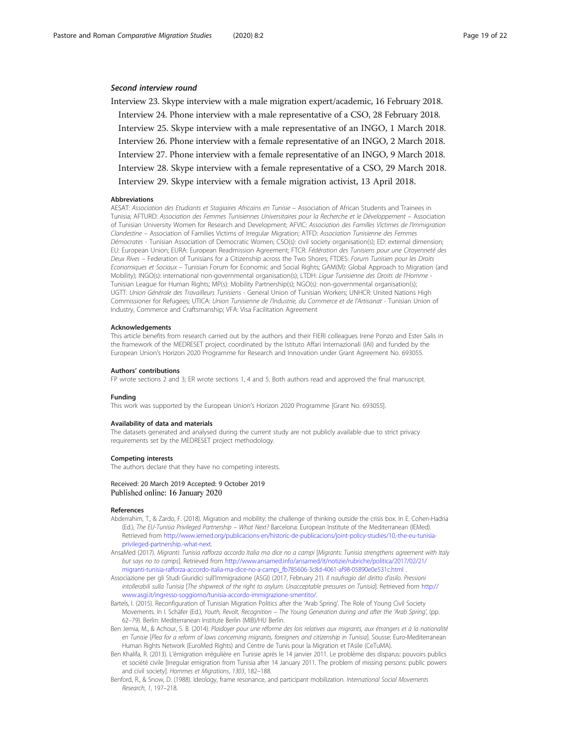### *Second interview round*

Interview 23. Skype interview with a male migration expert/academic, 16 February 2018.

Interview 24. Phone interview with a male representative of a CSO, 28 February 2018.

Interview 25. Skype interview with a male representative of an INGO, 1 March 2018.

Interview 26. Phone interview with a female representative of an INGO, 2 March 2018.

Interview 27. Phone interview with a female representative of an INGO, 9 March 2018.

Interview 28. Skype interview with a female representative of a CSO, 29 March 2018.

Interview 29. Skype interview with a female migration activist, 13 April 2018.

#### Abbreviations

AESAT: *Association des Etudiants et Stagiaires Africains en Tunisie* – Association of African Students and Trainees in Tunisia; AFTURD: *Association des Femmes Tunisiennes Universitaires pour la Recherche et le Développement* – Association of Tunisian University Women for Research and Development; AFVIC: *Association des Familles Victimes de l'Immigration Clandestine* – Association of Families Victims of Irregular Migration; ATFD: *Association Tunisienne des Femmes Démocrates* - Tunisian Association of Democratic Women; CSO(s): civil society organisation(s); ED: external dimension; EU: European Union; EURA: European Readmission Agreement; FTCR: *Fédération des Tunisiens pour une Citoyenneté des Deux Rives* – Federation of Tunisians for a Citizenship across the Two Shores; FTDES: *Forum Tunisien pour les Droits Economiques et Sociaux* – Tunisian Forum for Economic and Social Rights; GAM(M): Global Approach to Migration (and Mobility); INGO(s): international non-governmental organisation(s); LTDH: *Ligue Tunisienne des Droits de l'Homme* - Tunisian League for Human Rights; MP(s): Mobility Partnership(s); NGO(s): non-governmental organisation(s); UGTT: *Union Générale des Travailleurs Tunisiens* - General Union of Tunisian Workers; UNHCR: United Nations High Commissioner for Refugees; UTICA: *Union Tunisienne de l'Industrie, du Commerce et de l'Artisanat* - Tunisian Union of Industry, Commerce and Craftsmanship; VFA: Visa Facilitation Agreement

#### Acknowledgements

This article benefits from research carried out by the authors and their FIERI colleagues Irene Ponzo and Ester Salis in the framework of the MEDRESET project, coordinated by the Istituto Affari Internazionali (IAI) and funded by the European Union's Horizon 2020 Programme for Research and Innovation under Grant Agreement No. 693055.

#### Authors' contributions

FP wrote sections 2 and 3; ER wrote sections 1, 4 and 5. Both authors read and approved the final manuscript.

#### Funding

This work was supported by the European Union's Horizon 2020 Programme [Grant No. 693055].

#### Availability of data and materials

The datasets generated and analysed during the current study are not publicly available due to strict privacy requirements set by the MEDRESET project methodology.

#### Competing interests

The authors declare that they have no competing interests.

Received: 20 March 2019 Accepted: 9 October 2019
Published online: 16 January 2020

#### References

Abderrahim, T., & Zardo, F. (2018). Migration and mobility: the challenge of thinking outside the crisis box. In E. Cohen-Hadria (Ed.), *The EU-Tunisia Privileged Partnership – What Next?* Barcelona: European Institute of the Mediterranean (IEMed). Retrieved from http://www.iemed.org/publicacions-en/historic-de-publicacions/joint-policy-studies/10.-the-eu-tunisia-privileged-partnership.-what-next.

AnsaMed (2017). *Migranti: Tunisia rafforza accordo Italia ma dice no a campi* [*Migrants: Tunisia strengthens agreement with Italy but says no to camps*]. Retrieved from http://www.ansamed.info/ansamed/it/notizie/rubriche/politica/2017/02/21/migranti-tunisia-rafforza-accordo-italia-ma-dice-no-a-campi_fb785606-3c8d-4061-af98-05890e0e531c.html .

Associazione per gli Studi Giuridici sull'Immigrazione (ASGI) (2017, February 21). *Il naufragio del diritto d'asilo. Pressioni intollerabili sulla Tunisia* [*The shipwreck of the right to asylum. Unacceptable pressures on Tunisia*]. Retrieved from http://www.asgi.it/ingresso-soggiorno/tunisia-accordo-immigrazione-smentito/.

Bartels, I. (2015). Reconfiguration of Tunisian Migration Politics after the 'Arab Spring'. The Role of Young Civil Society Movements. In I. Schäfer (Ed.), *Youth, Revolt, Recognition – The Young Generation during and after the 'Arab Spring'*, (pp. 62–79). Berlin: Mediterranean Institute Berlin (MIB)/HU Berlin.

Ben Jemia, M., & Achour, S. B. (2014). *Plaidoyer pour une réforme des lois relatives aux migrants, aux étrangers et à la nationalité en Tunisie* [*Plea for a reform of laws concerning migrants, foreigners and citizenship in Tunisia*]. Sousse: Euro-Mediterranean Human Rights Network (EuroMed Rights) and Centre de Tunis pour la Migration et l'Asile (CeTuMA).

Ben Khalifa, R. (2013). L'émigration irrégulière en Tunisie après le 14 janvier 2011. Le problème des disparus: pouvoirs publics et société civile [Irregular emigration from Tunisia after 14 January 2011. The problem of missing persons: public powers and civil society]. *Hommes et Migrations*, *1303*, 182–188.

Benford, R., & Snow, D. (1988). Ideology, frame resonance, and participant mobilization. *International Social Movements Research*, *1*, 197–218.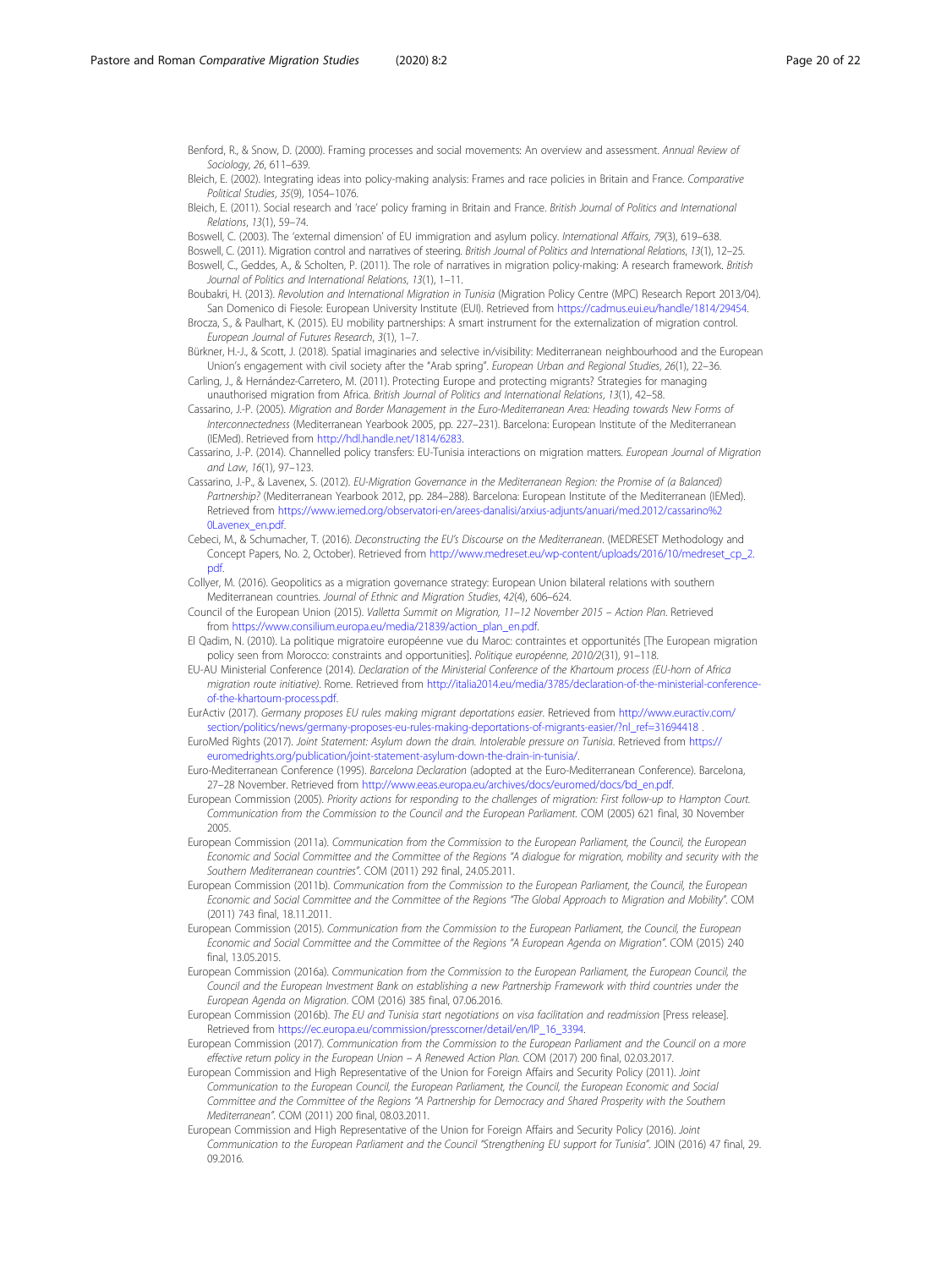Benford, R., & Snow, D. (2000). Framing processes and social movements: An overview and assessment. *Annual Review of Sociology*, *26*, 611–639.

Bleich, E. (2002). Integrating ideas into policy-making analysis: Frames and race policies in Britain and France. *Comparative Political Studies*, *35*(9), 1054–1076.

Bleich, E. (2011). Social research and 'race' policy framing in Britain and France. *British Journal of Politics and International Relations*, *13*(1), 59–74.

Boswell, C. (2003). The 'external dimension' of EU immigration and asylum policy. *International Affairs*, *79*(3), 619–638.

Boswell, C. (2011). Migration control and narratives of steering. *British Journal of Politics and International Relations*, *13*(1), 12–25.

Boswell, C., Geddes, A., & Scholten, P. (2011). The role of narratives in migration policy-making: A research framework. *British Journal of Politics and International Relations*, *13*(1), 1–11.

Boubakri, H. (2013). *Revolution and International Migration in Tunisia* (Migration Policy Centre (MPC) Research Report 2013/04). San Domenico di Fiesole: European University Institute (EUI). Retrieved from https://cadmus.eui.eu/handle/1814/29454.

Brocza, S., & Paulhart, K. (2015). EU mobility partnerships: A smart instrument for the externalization of migration control. *European Journal of Futures Research*, *3*(1), 1–7.

Bürkner, H.-J., & Scott, J. (2018). Spatial imaginaries and selective in/visibility: Mediterranean neighbourhood and the European Union's engagement with civil society after the "Arab spring". *European Urban and Regional Studies*, *26*(1), 22–36.

Carling, J., & Hernández-Carretero, M. (2011). Protecting Europe and protecting migrants? Strategies for managing unauthorised migration from Africa. *British Journal of Politics and International Relations*, *13*(1), 42–58.

Cassarino, J.-P. (2005). *Migration and Border Management in the Euro-Mediterranean Area: Heading towards New Forms of Interconnectedness* (Mediterranean Yearbook 2005, pp. 227–231). Barcelona: European Institute of the Mediterranean (IEMed). Retrieved from http://hdl.handle.net/1814/6283.

Cassarino, J.-P. (2014). Channelled policy transfers: EU-Tunisia interactions on migration matters. *European Journal of Migration and Law*, *16*(1), 97–123.

Cassarino, J.-P., & Lavenex, S. (2012). *EU-Migration Governance in the Mediterranean Region: the Promise of (a Balanced) Partnership?* (Mediterranean Yearbook 2012, pp. 284–288). Barcelona: European Institute of the Mediterranean (IEMed). Retrieved from https://www.iemed.org/observatori-en/arees-danalisi/arxius-adjunts/anuari/med.2012/cassarino%20Lavenex_en.pdf.

Cebeci, M., & Schumacher, T. (2016). *Deconstructing the EU's Discourse on the Mediterranean*. (MEDRESET Methodology and Concept Papers, No. 2, October). Retrieved from http://www.medreset.eu/wp-content/uploads/2016/10/medreset_cp_2.pdf.

Collyer, M. (2016). Geopolitics as a migration governance strategy: European Union bilateral relations with southern Mediterranean countries. *Journal of Ethnic and Migration Studies*, *42*(4), 606–624.

Council of the European Union (2015). *Valletta Summit on Migration, 11–12 November 2015 – Action Plan*. Retrieved from https://www.consilium.europa.eu/media/21839/action_plan_en.pdf.

El Qadim, N. (2010). La politique migratoire européenne vue du Maroc: contraintes et opportunités [The European migration policy seen from Morocco: constraints and opportunities]. *Politique européenne*, *2010/2*(31), 91–118.

EU-AU Ministerial Conference (2014). *Declaration of the Ministerial Conference of the Khartoum process (EU-horn of Africa migration route initiative)*. Rome. Retrieved from http://italia2014.eu/media/3785/declaration-of-the-ministerial-conference-of-the-khartoum-process.pdf.

EurActiv (2017). *Germany proposes EU rules making migrant deportations easier*. Retrieved from http://www.euractiv.com/section/politics/news/germany-proposes-eu-rules-making-deportations-of-migrants-easier/?nl_ref=31694418 .

EuroMed Rights (2017). *Joint Statement: Asylum down the drain. Intolerable pressure on Tunisia*. Retrieved from https://euromedrights.org/publication/joint-statement-asylum-down-the-drain-in-tunisia/.

Euro-Mediterranean Conference (1995). *Barcelona Declaration* (adopted at the Euro-Mediterranean Conference). Barcelona, 27–28 November. Retrieved from http://www.eeas.europa.eu/archives/docs/euromed/docs/bd_en.pdf.

European Commission (2005). *Priority actions for responding to the challenges of migration: First follow-up to Hampton Court. Communication from the Commission to the Council and the European Parliament.* COM (2005) 621 final, 30 November 2005.

European Commission (2011a). *Communication from the Commission to the European Parliament, the Council, the European Economic and Social Committee and the Committee of the Regions "A dialogue for migration, mobility and security with the Southern Mediterranean countries"*. COM (2011) 292 final, 24.05.2011.

European Commission (2011b). *Communication from the Commission to the European Parliament, the Council, the European Economic and Social Committee and the Committee of the Regions "The Global Approach to Migration and Mobility"*. COM (2011) 743 final, 18.11.2011.

European Commission (2015). *Communication from the Commission to the European Parliament, the Council, the European Economic and Social Committee and the Committee of the Regions "A European Agenda on Migration"*. COM (2015) 240 final, 13.05.2015.

European Commission (2016a). *Communication from the Commission to the European Parliament, the European Council, the Council and the European Investment Bank on establishing a new Partnership Framework with third countries under the European Agenda on Migration*. COM (2016) 385 final, 07.06.2016.

European Commission (2016b). *The EU and Tunisia start negotiations on visa facilitation and readmission* [Press release]. Retrieved from https://ec.europa.eu/commission/presscorner/detail/en/IP_16_3394.

European Commission (2017). *Communication from the Commission to the European Parliament and the Council on a more effective return policy in the European Union – A Renewed Action Plan*. COM (2017) 200 final, 02.03.2017.

European Commission and High Representative of the Union for Foreign Affairs and Security Policy (2011). *Joint Communication to the European Council, the European Parliament, the Council, the European Economic and Social Committee and the Committee of the Regions "A Partnership for Democracy and Shared Prosperity with the Southern Mediterranean"*. COM (2011) 200 final, 08.03.2011.

European Commission and High Representative of the Union for Foreign Affairs and Security Policy (2016). *Joint Communication to the European Parliament and the Council "Strengthening EU support for Tunisia"*. JOIN (2016) 47 final, 29.09.2016.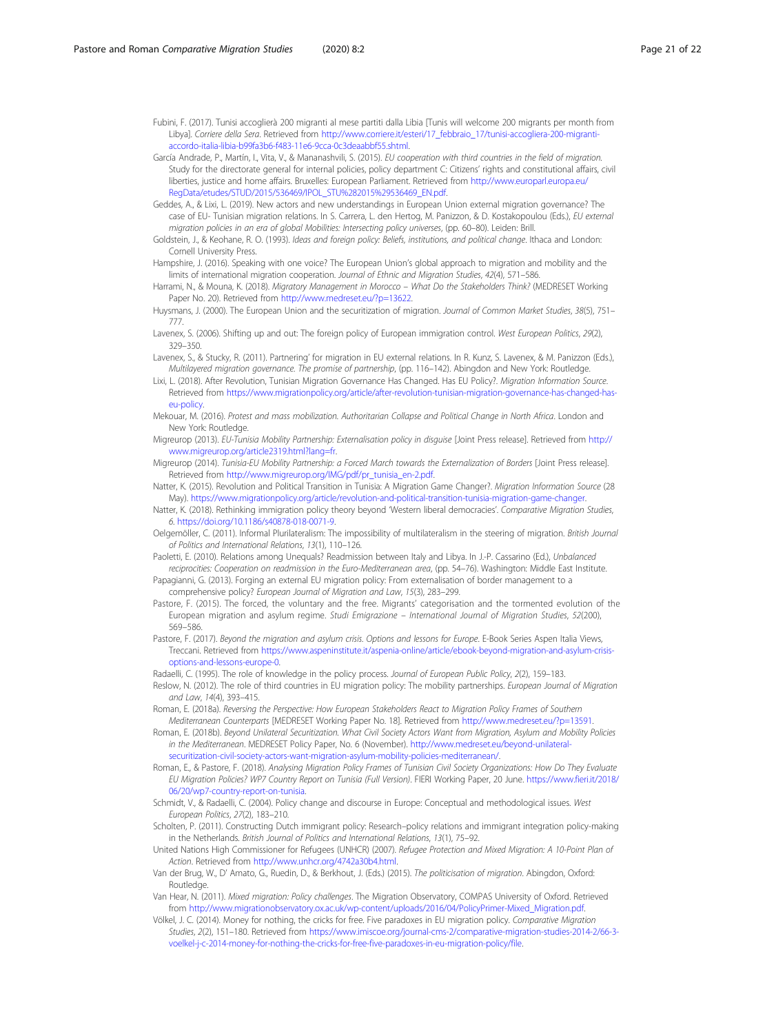Fubini, F. (2017). Tunisi accoglierà 200 migranti al mese partiti dalla Libia [Tunis will welcome 200 migrants per month from Libya]. *Corriere della Sera*. Retrieved from http://www.corriere.it/esteri/17_febbraio_17/tunisi-accogliera-200-migranti-accordo-italia-libia-b99fa3b6-f483-11e6-9cca-0c3deaabbf55.shtml.

García Andrade, P., Martín, I., Vita, V., & Mananashvili, S. (2015). *EU cooperation with third countries in the field of migration*. Study for the directorate general for internal policies, policy department C: Citizens' rights and constitutional affairs, civil liberties, justice and home affairs. Bruxelles: European Parliament. Retrieved from http://www.europarl.europa.eu/RegData/etudes/STUD/2015/536469/IPOL_STU%282015%29536469_EN.pdf.

Geddes, A., & Lixi, L. (2019). New actors and new understandings in European Union external migration governance? The case of EU- Tunisian migration relations. In S. Carrera, L. den Hertog, M. Panizzon, & D. Kostakopoulou (Eds.), *EU external migration policies in an era of global Mobilities: Intersecting policy universes*, (pp. 60–80). Leiden: Brill.

Goldstein, J., & Keohane, R. O. (1993). *Ideas and foreign policy: Beliefs, institutions, and political change*. Ithaca and London: Cornell University Press.

Hampshire, J. (2016). Speaking with one voice? The European Union's global approach to migration and mobility and the limits of international migration cooperation. *Journal of Ethnic and Migration Studies*, *42*(4), 571–586.

Harrami, N., & Mouna, K. (2018). *Migratory Management in Morocco – What Do the Stakeholders Think?* (MEDRESET Working Paper No. 20). Retrieved from http://www.medreset.eu/?p=13622.

Huysmans, J. (2000). The European Union and the securitization of migration. *Journal of Common Market Studies*, *38*(5), 751–777.

Lavenex, S. (2006). Shifting up and out: The foreign policy of European immigration control. *West European Politics*, *29*(2), 329–350.

Lavenex, S., & Stucky, R. (2011). Partnering' for migration in EU external relations. In R. Kunz, S. Lavenex, & M. Panizzon (Eds.), *Multilayered migration governance. The promise of partnership*, (pp. 116–142). Abingdon and New York: Routledge.

Lixi, L. (2018). After Revolution, Tunisian Migration Governance Has Changed. Has EU Policy?. *Migration Information Source*. Retrieved from https://www.migrationpolicy.org/article/after-revolution-tunisian-migration-governance-has-changed-has-eu-policy.

Mekouar, M. (2016). *Protest and mass mobilization. Authoritarian Collapse and Political Change in North Africa*. London and New York: Routledge.

Migreurop (2013). *EU-Tunisia Mobility Partnership: Externalisation policy in disguise* [Joint Press release]. Retrieved from http://www.migreurop.org/article2319.html?lang=fr.

Migreurop (2014). *Tunisia-EU Mobility Partnership: a Forced March towards the Externalization of Borders* [Joint Press release]. Retrieved from http://www.migreurop.org/IMG/pdf/pr_tunisia_en-2.pdf.

Natter, K. (2015). Revolution and Political Transition in Tunisia: A Migration Game Changer?. *Migration Information Source* (28 May). https://www.migrationpolicy.org/article/revolution-and-political-transition-tunisia-migration-game-changer.

Natter, K. (2018). Rethinking immigration policy theory beyond 'Western liberal democracies'. *Comparative Migration Studies*, *6*. https://doi.org/10.1186/s40878-018-0071-9.

Oelgemöller, C. (2011). Informal Plurilateralism: The impossibility of multilateralism in the steering of migration. *British Journal of Politics and International Relations*, *13*(1), 110–126.

Paoletti, E. (2010). Relations among Unequals? Readmission between Italy and Libya. In J.-P. Cassarino (Ed.), *Unbalanced reciprocities: Cooperation on readmission in the Euro-Mediterranean area*, (pp. 54–76). Washington: Middle East Institute.

Papagianni, G. (2013). Forging an external EU migration policy: From externalisation of border management to a comprehensive policy? *European Journal of Migration and Law*, *15*(3), 283–299.

Pastore, F. (2015). The forced, the voluntary and the free. Migrants' categorisation and the tormented evolution of the European migration and asylum regime. *Studi Emigrazione – International Journal of Migration Studies*, *52*(200), 569–586.

Pastore, F. (2017). *Beyond the migration and asylum crisis. Options and lessons for Europe*. E-Book Series Aspen Italia Views, Treccani. Retrieved from https://www.aspeninstitute.it/aspenia-online/article/ebook-beyond-migration-and-asylum-crisis-options-and-lessons-europe-0.

Radaelli, C. (1995). The role of knowledge in the policy process. *Journal of European Public Policy*, *2*(2), 159–183.

Reslow, N. (2012). The role of third countries in EU migration policy: The mobility partnerships. *European Journal of Migration and Law*, *14*(4), 393–415.

Roman, E. (2018a). *Reversing the Perspective: How European Stakeholders React to Migration Policy Frames of Southern Mediterranean Counterparts* [MEDRESET Working Paper No. 18]. Retrieved from http://www.medreset.eu/?p=13591.

Roman, E. (2018b). *Beyond Unilateral Securitization. What Civil Society Actors Want from Migration, Asylum and Mobility Policies in the Mediterranean*. MEDRESET Policy Paper, No. 6 (November). http://www.medreset.eu/beyond-unilateral-securitization-civil-society-actors-want-migration-asylum-mobility-policies-mediterranean/.

Roman, E., & Pastore, F. (2018). *Analysing Migration Policy Frames of Tunisian Civil Society Organizations: How Do They Evaluate EU Migration Policies? WP7 Country Report on Tunisia (Full Version)*. FIERI Working Paper, 20 June. https://www.fieri.it/2018/06/20/wp7-country-report-on-tunisia.

Schmidt, V., & Radaelli, C. (2004). Policy change and discourse in Europe: Conceptual and methodological issues. *West European Politics*, *27*(2), 183–210.

Scholten, P. (2011). Constructing Dutch immigrant policy: Research–policy relations and immigrant integration policy-making in the Netherlands. *British Journal of Politics and International Relations*, *13*(1), 75–92.

United Nations High Commissioner for Refugees (UNHCR) (2007). *Refugee Protection and Mixed Migration: A 10-Point Plan of Action*. Retrieved from http://www.unhcr.org/4742a30b4.html.

Van der Brug, W., D' Amato, G., Ruedin, D., & Berkhout, J. (Eds.) (2015). *The politicisation of migration*. Abingdon, Oxford: Routledge.

Van Hear, N. (2011). *Mixed migration: Policy challenges*. The Migration Observatory, COMPAS University of Oxford. Retrieved from http://www.migrationobservatory.ox.ac.uk/wp-content/uploads/2016/04/PolicyPrimer-Mixed_Migration.pdf.

Völkel, J. C. (2014). Money for nothing, the cricks for free. Five paradoxes in EU migration policy. *Comparative Migration Studies*, *2*(2), 151–180. Retrieved from https://www.imiscoe.org/journal-cms-2/comparative-migration-studies-2014-2/66-3-voelkel-j-c-2014-money-for-nothing-the-cricks-for-free-five-paradoxes-in-eu-migration-policy/file.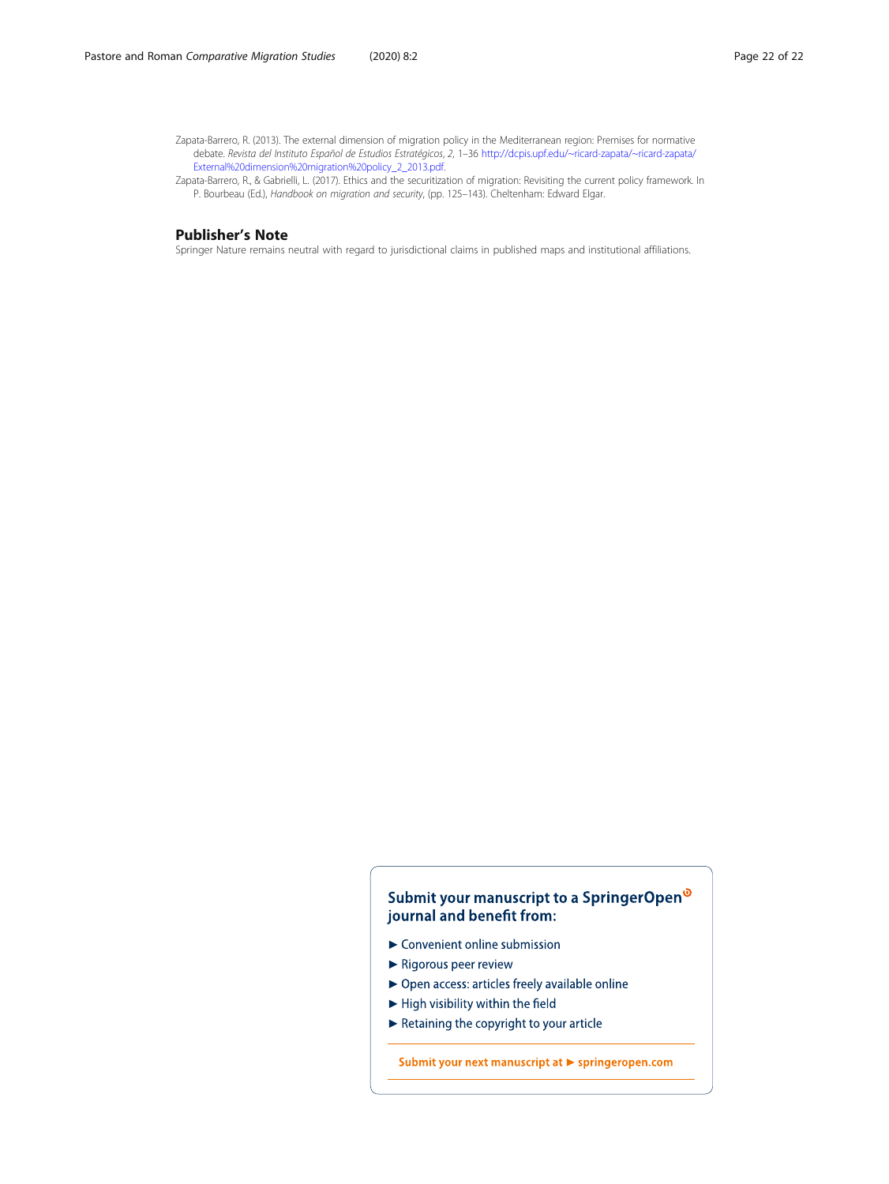Zapata-Barrero, R. (2013). The external dimension of migration policy in the Mediterranean region: Premises for normative debate. *Revista del Instituto Español de Estudios Estratégicos*, *2*, 1–36 http://dcpis.upf.edu/~ricard-zapata/~ricard-zapata/External%20dimension%20migration%20policy_2_2013.pdf.

Zapata-Barrero, R., & Gabrielli, L. (2017). Ethics and the securitization of migration: Revisiting the current policy framework. In P. Bourbeau (Ed.), *Handbook on migration and security*, (pp. 125–143). Cheltenham: Edward Elgar.

## Publisher's Note

Springer Nature remains neutral with regard to jurisdictional claims in published maps and institutional affiliations.

**Submit your manuscript to a SpringerOpen journal and benefit from:**

- ► Convenient online submission
- ► Rigorous peer review
- ► Open access: articles freely available online
- ► High visibility within the field
- ► Retaining the copyright to your article

**Submit your next manuscript at ► springeropen.com**